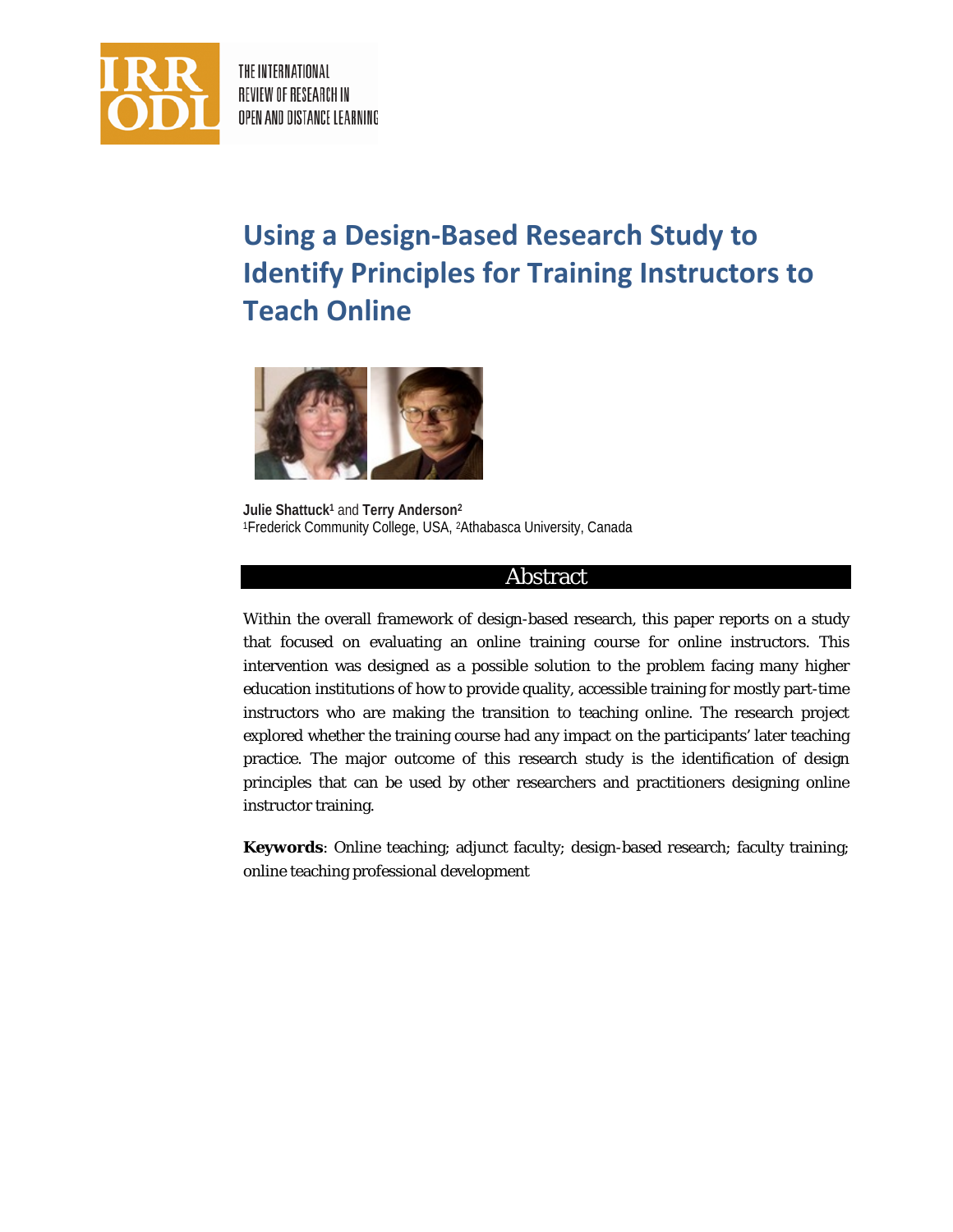# Using a Design-Based Research Study to Identify Principles for Training Instructors to Teach Online

**Julie Shattuck**[1] and **Terry Anderson**[2]
[1]Frederick Community College, USA, [2]Athabasca University, Canada

## Abstract

Within the overall framework of design-based research, this paper reports on a study that focused on evaluating an online training course for online instructors. This intervention was designed as a possible solution to the problem facing many higher education institutions of how to provide quality, accessible training for mostly part-time instructors who are making the transition to teaching online. The research project explored whether the training course had any impact on the participants' later teaching practice. The major outcome of this research study is the identification of design principles that can be used by other researchers and practitioners designing online instructor training.

**Keywords**: Online teaching; adjunct faculty; design-based research; faculty training; online teaching professional development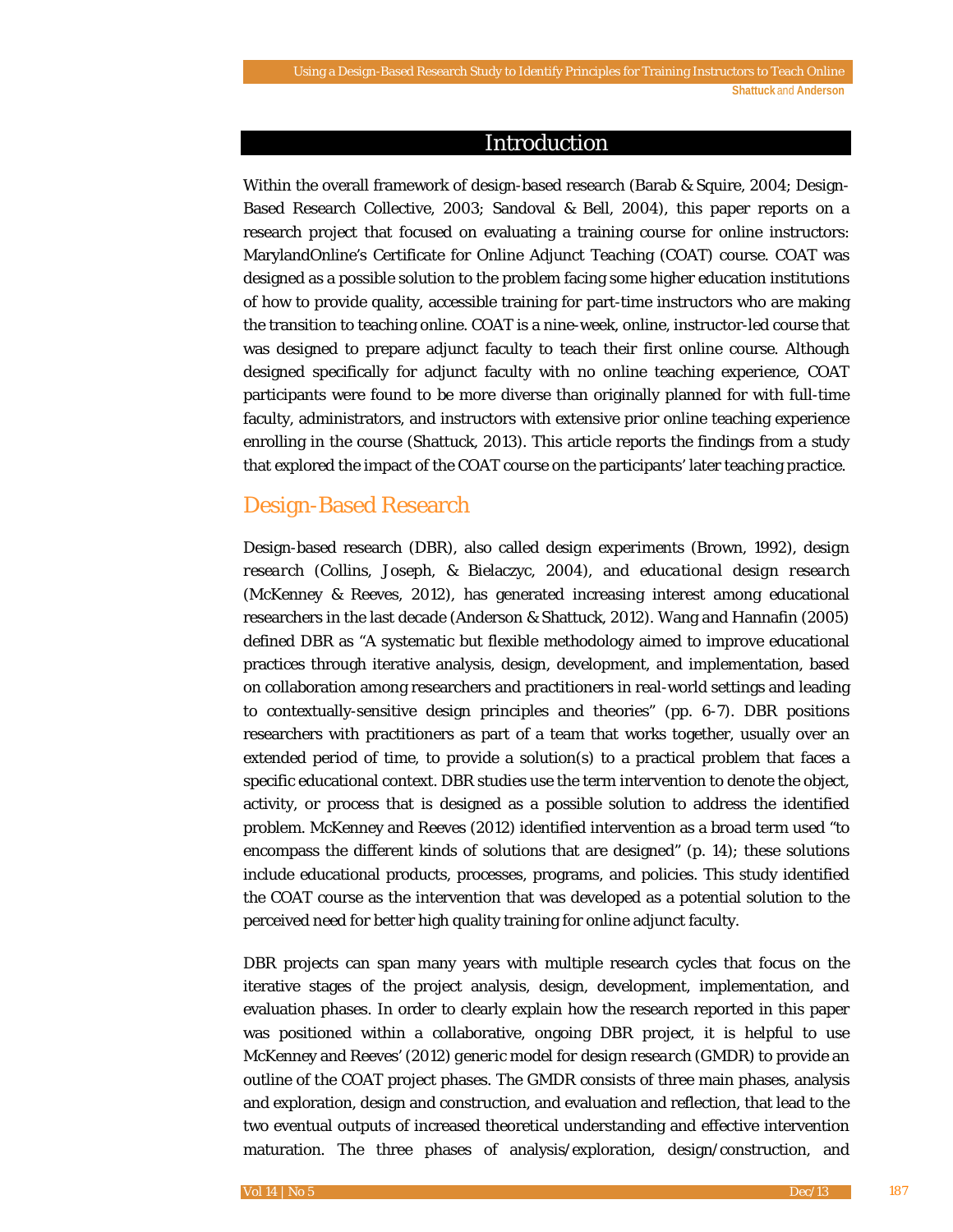## Introduction

Within the overall framework of design-based research (Barab & Squire, 2004; Design-Based Research Collective, 2003; Sandoval & Bell, 2004), this paper reports on a research project that focused on evaluating a training course for online instructors: MarylandOnline's Certificate for Online Adjunct Teaching (COAT) course. COAT was designed as a possible solution to the problem facing some higher education institutions of how to provide quality, accessible training for part-time instructors who are making the transition to teaching online. COAT is a nine-week, online, instructor-led course that was designed to prepare adjunct faculty to teach their first online course. Although designed specifically for adjunct faculty with no online teaching experience, COAT participants were found to be more diverse than originally planned for with full-time faculty, administrators, and instructors with extensive prior online teaching experience enrolling in the course (Shattuck, 2013). This article reports the findings from a study that explored the impact of the COAT course on the participants' later teaching practice.

### Design-Based Research

Design-based research (DBR), also called design experiments (Brown, 1992), *design research* (Collins, Joseph, & Bielaczyc, 2004), and *educational design research* (McKenney & Reeves, 2012), has generated increasing interest among educational researchers in the last decade (Anderson & Shattuck, 2012). Wang and Hannafin (2005) defined DBR as "A systematic but flexible methodology aimed to improve educational practices through iterative analysis, design, development, and implementation, based on collaboration among researchers and practitioners in real-world settings and leading to contextually-sensitive design principles and theories" (pp. 6-7). DBR positions researchers with practitioners as part of a team that works together, usually over an extended period of time, to provide a solution(s) to a practical problem that faces a specific educational context. DBR studies use the term intervention to denote the object, activity, or process that is designed as a possible solution to address the identified problem. McKenney and Reeves (2012) identified intervention as a broad term used "to encompass the different kinds of solutions that are designed" (p. 14); these solutions include educational products, processes, programs, and policies. This study identified the COAT course as the intervention that was developed as a potential solution to the perceived need for better high quality training for online adjunct faculty.

DBR projects can span many years with multiple research cycles that focus on the iterative stages of the project analysis, design, development, implementation, and evaluation phases. In order to clearly explain how the research reported in this paper was positioned within a collaborative, ongoing DBR project, it is helpful to use McKenney and Reeves' (2012) *generic model for design research* (GMDR) to provide an outline of the COAT project phases. The GMDR consists of three main phases, analysis and exploration, design and construction, and evaluation and reflection, that lead to the two eventual outputs of increased theoretical understanding and effective intervention maturation. The three phases of analysis/exploration, design/construction, and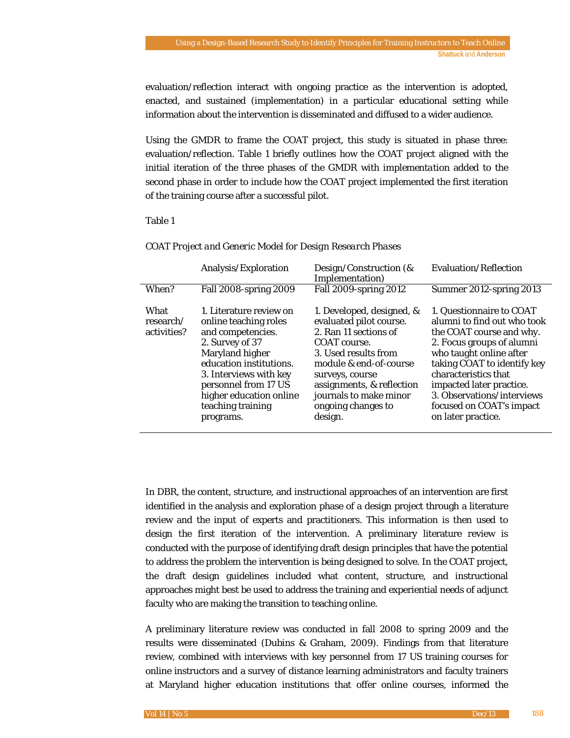evaluation/reflection interact with ongoing practice as the intervention is adopted, enacted, and sustained (implementation) in a particular educational setting while information about the intervention is disseminated and diffused to a wider audience.

Using the GMDR to frame the COAT project, this study is situated in phase three: evaluation/reflection. Table 1 briefly outlines how the COAT project aligned with the initial iteration of the three phases of the GMDR with *implementation* added to the second phase in order to include how the COAT project implemented the first iteration of the training course after a successful pilot.

Table 1

*COAT Project and Generic Model for Design Research Phases*

| | Analysis/Exploration | Design/Construction (& Implementation) | Evaluation/Reflection |
|---|---|---|---|
| When? | Fall 2008-spring 2009 | Fall 2009-spring 2012 | Summer 2012-spring 2013 |
| What research/ activities? | 1. Literature review on online teaching roles and competencies.<br>2. Survey of 37 Maryland higher education institutions.<br>3. Interviews with key personnel from 17 US higher education online teaching training programs. | 1. Developed, designed, & evaluated pilot course.<br>2. Ran 11 sections of COAT course.<br>3. Used results from module & end-of-course surveys, course assignments, & reflection journals to make minor ongoing changes to design. | 1. Questionnaire to COAT alumni to find out who took the COAT course and why.<br>2. Focus groups of alumni who taught online after taking COAT to identify key characteristics that impacted later practice.<br>3. Observations/interviews focused on COAT's impact on later practice. |

In DBR, the content, structure, and instructional approaches of an intervention are first identified in the analysis and exploration phase of a design project through a literature review and the input of experts and practitioners. This information is then used to design the first iteration of the intervention. A preliminary literature review is conducted with the purpose of identifying draft design principles that have the potential to address the problem the intervention is being designed to solve. In the COAT project, the draft design guidelines included what content, structure, and instructional approaches might best be used to address the training and experiential needs of adjunct faculty who are making the transition to teaching online.

A preliminary literature review was conducted in fall 2008 to spring 2009 and the results were disseminated (Dubins & Graham, 2009). Findings from that literature review, combined with interviews with key personnel from 17 US training courses for online instructors and a survey of distance learning administrators and faculty trainers at Maryland higher education institutions that offer online courses, informed the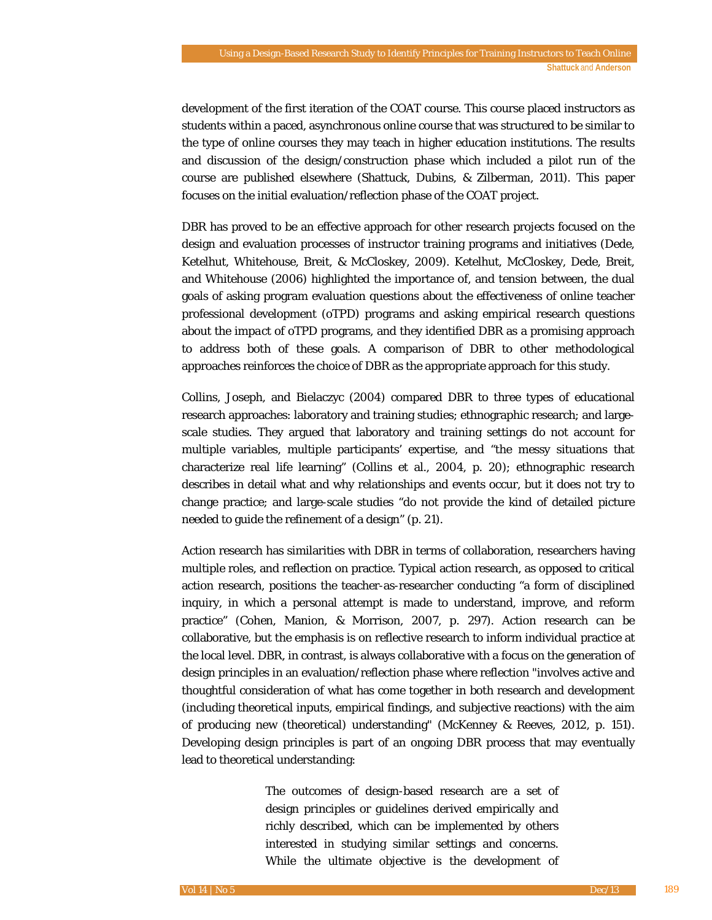development of the first iteration of the COAT course. This course placed instructors as students within a paced, asynchronous online course that was structured to be similar to the type of online courses they may teach in higher education institutions. The results and discussion of the design/construction phase which included a pilot run of the course are published elsewhere (Shattuck, Dubins, & Zilberman, 2011). This paper focuses on the initial evaluation/reflection phase of the COAT project.

DBR has proved to be an effective approach for other research projects focused on the design and evaluation processes of instructor training programs and initiatives (Dede, Ketelhut, Whitehouse, Breit, & McCloskey, 2009). Ketelhut, McCloskey, Dede, Breit, and Whitehouse (2006) highlighted the importance of, and tension between, the dual goals of asking program evaluation questions about the effectiveness of online teacher professional development (oTPD) programs and asking empirical research questions about the *impact* of oTPD programs, and they identified DBR as a promising approach to address both of these goals. A comparison of DBR to other methodological approaches reinforces the choice of DBR as the appropriate approach for this study.

Collins, Joseph, and Bielaczyc (2004) compared DBR to three types of educational research approaches: laboratory and training studies; ethnographic research; and large-scale studies. They argued that laboratory and training settings do not account for multiple variables, multiple participants' expertise, and "the messy situations that characterize real life learning" (Collins et al., 2004, p. 20); ethnographic research describes in detail what and why relationships and events occur, but it does not try to change practice; and large-scale studies "do not provide the kind of detailed picture needed to guide the refinement of a design" (p. 21).

Action research has similarities with DBR in terms of collaboration, researchers having multiple roles, and reflection on practice. Typical action research, as opposed to critical action research, positions the teacher-as-researcher conducting "a form of disciplined inquiry, in which a personal attempt is made to understand, improve, and reform practice" (Cohen, Manion, & Morrison, 2007, p. 297). Action research can be collaborative, but the emphasis is on reflective research to inform individual practice at the local level. DBR, in contrast, is always collaborative with a focus on the generation of design principles in an evaluation/reflection phase where reflection "involves active and thoughtful consideration of what has come together in both research and development (including theoretical inputs, empirical findings, and subjective reactions) with the aim of producing new (theoretical) understanding" (McKenney & Reeves, 2012, p. 151). Developing design principles is part of an ongoing DBR process that may eventually lead to theoretical understanding:

> The outcomes of design-based research are a set of design principles or guidelines derived empirically and richly described, which can be implemented by others interested in studying similar settings and concerns. While the ultimate objective is the development of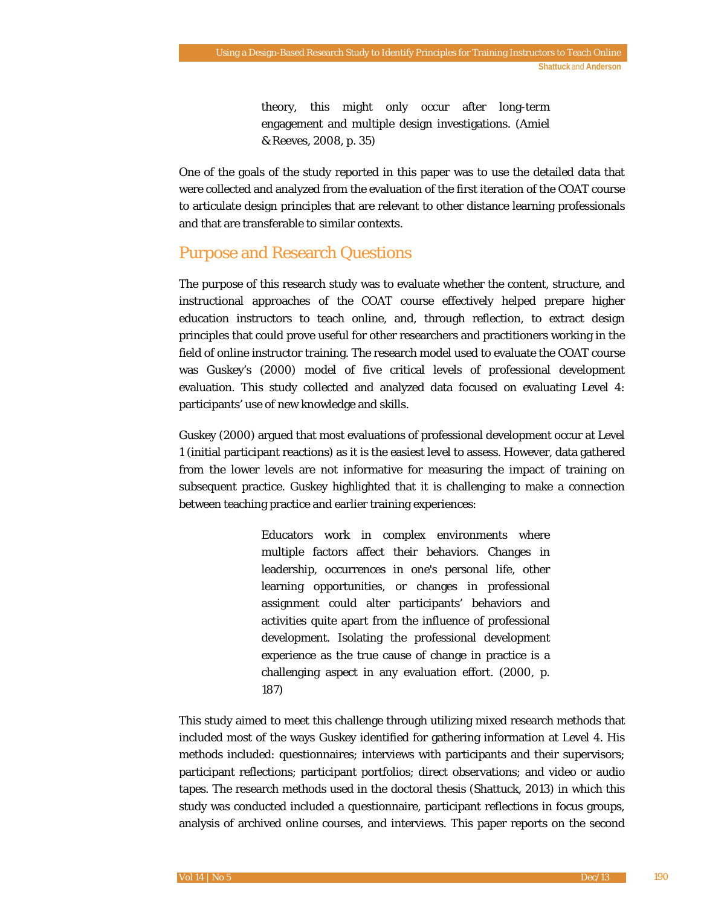> theory, this might only occur after long-term engagement and multiple design investigations. (Amiel & Reeves, 2008, p. 35)

One of the goals of the study reported in this paper was to use the detailed data that were collected and analyzed from the evaluation of the first iteration of the COAT course to articulate design principles that are relevant to other distance learning professionals and that are transferable to similar contexts.

## Purpose and Research Questions

The purpose of this research study was to evaluate whether the content, structure, and instructional approaches of the COAT course effectively helped prepare higher education instructors to teach online, and, through reflection, to extract design principles that could prove useful for other researchers and practitioners working in the field of online instructor training. The research model used to evaluate the COAT course was Guskey's (2000) model of five critical levels of professional development evaluation. This study collected and analyzed data focused on evaluating Level 4: participants' use of new knowledge and skills.

Guskey (2000) argued that most evaluations of professional development occur at Level 1 (initial participant reactions) as it is the easiest level to assess. However, data gathered from the lower levels are not informative for measuring the impact of training on subsequent practice. Guskey highlighted that it is challenging to make a connection between teaching practice and earlier training experiences:

> Educators work in complex environments where multiple factors affect their behaviors. Changes in leadership, occurrences in one's personal life, other learning opportunities, or changes in professional assignment could alter participants' behaviors and activities quite apart from the influence of professional development. Isolating the professional development experience as the true cause of change in practice is a challenging aspect in any evaluation effort. (2000, p. 187)

This study aimed to meet this challenge through utilizing mixed research methods that included most of the ways Guskey identified for gathering information at Level 4. His methods included: questionnaires; interviews with participants and their supervisors; participant reflections; participant portfolios; direct observations; and video or audio tapes. The research methods used in the doctoral thesis (Shattuck, 2013) in which this study was conducted included a questionnaire, participant reflections in focus groups, analysis of archived online courses, and interviews. This paper reports on the second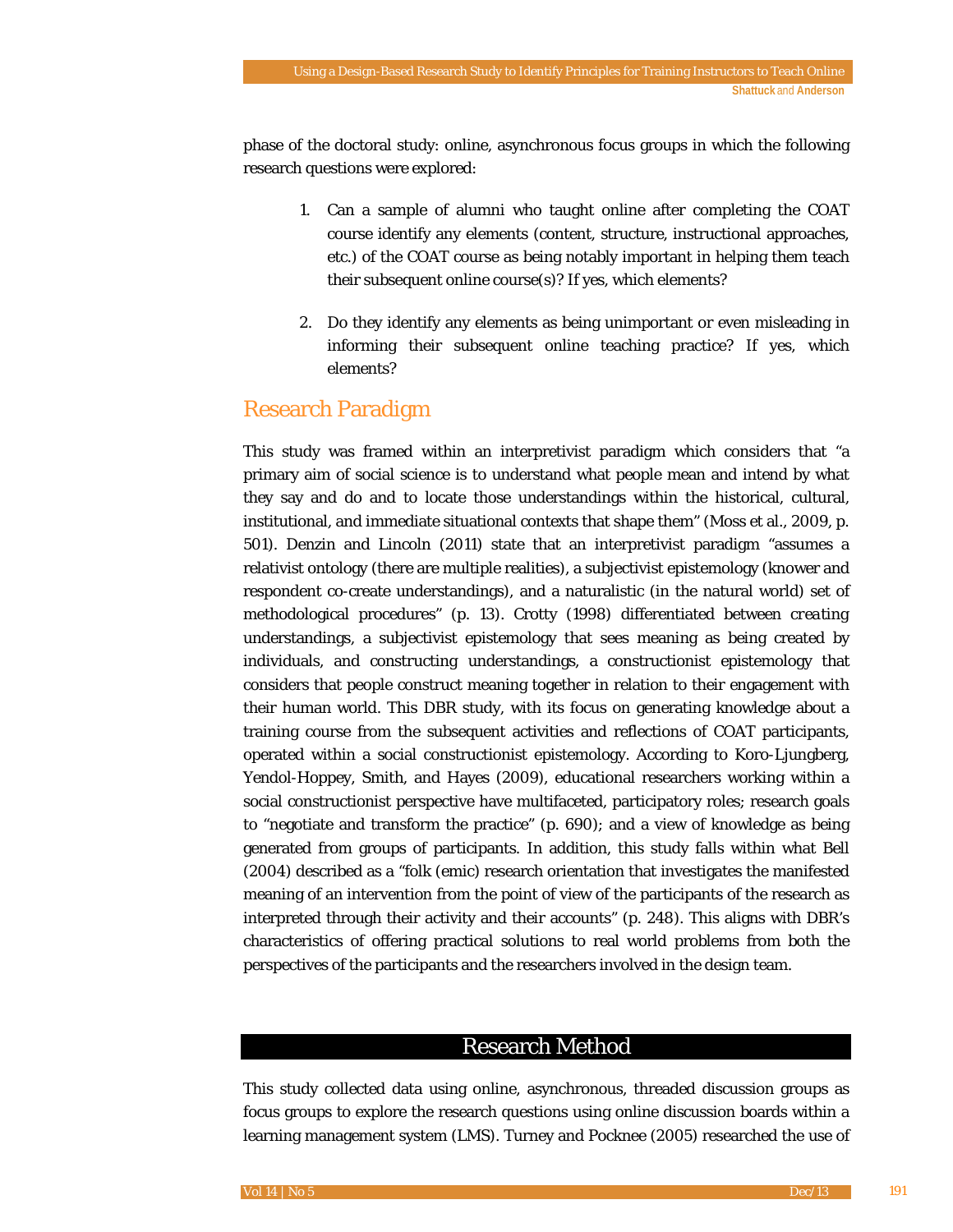phase of the doctoral study: online, asynchronous focus groups in which the following research questions were explored:

1. Can a sample of alumni who taught online after completing the COAT course identify any elements (content, structure, instructional approaches, etc.) of the COAT course as being notably important in helping them teach their subsequent online course(s)? If yes, which elements?

2. Do they identify any elements as being unimportant or even misleading in informing their subsequent online teaching practice? If yes, which elements?

## Research Paradigm

This study was framed within an interpretivist paradigm which considers that "a primary aim of social science is to understand what people mean and intend by what they say and do and to locate those understandings within the historical, cultural, institutional, and immediate situational contexts that shape them" (Moss et al., 2009, p. 501). Denzin and Lincoln (2011) state that an interpretivist paradigm "assumes a relativist ontology (there are multiple realities), a subjectivist epistemology (knower and respondent co-create understandings), and a naturalistic (in the natural world) set of methodological procedures" (p. 13). Crotty (1998) differentiated between *creating* understandings, a subjectivist epistemology that sees meaning as being created by individuals, and *constructing* understandings, a constructionist epistemology that considers that people construct meaning together in relation to their engagement with their human world. This DBR study, with its focus on generating knowledge about a training course from the subsequent activities and reflections of COAT participants, operated within a social constructionist epistemology. According to Koro-Ljungberg, Yendol-Hoppey, Smith, and Hayes (2009), educational researchers working within a social constructionist perspective have multifaceted, participatory roles; research goals to "negotiate and transform the practice" (p. 690); and a view of knowledge as being generated from groups of participants. In addition, this study falls within what Bell (2004) described as a "folk (emic) research orientation that investigates the manifested meaning of an intervention from the point of view of the participants of the research as interpreted through their activity and their accounts" (p. 248). This aligns with DBR's characteristics of offering practical solutions to real world problems from both the perspectives of the participants and the researchers involved in the design team.

# Research Method

This study collected data using online, asynchronous, threaded discussion groups as focus groups to explore the research questions using online discussion boards within a learning management system (LMS). Turney and Pocknee (2005) researched the use of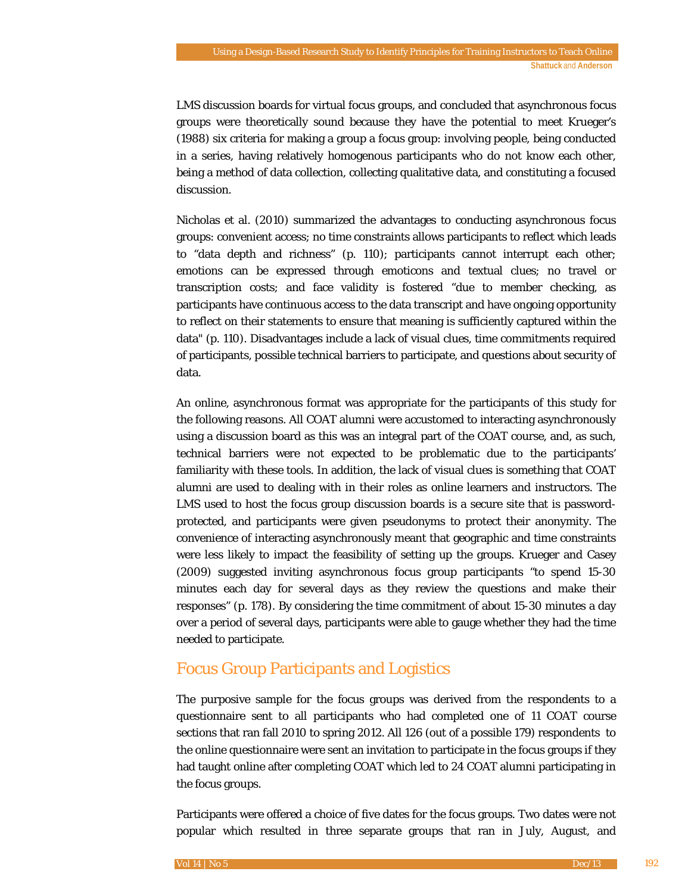LMS discussion boards for virtual focus groups, and concluded that asynchronous focus groups were theoretically sound because they have the potential to meet Krueger's (1988) six criteria for making a group a focus group: involving people, being conducted in a series, having relatively homogenous participants who do not know each other, being a method of data collection, collecting qualitative data, and constituting a focused discussion.

Nicholas et al. (2010) summarized the advantages to conducting asynchronous focus groups: convenient access; no time constraints allows participants to reflect which leads to "data depth and richness" (p. 110); participants cannot interrupt each other; emotions can be expressed through emoticons and textual clues; no travel or transcription costs; and face validity is fostered "due to member checking, as participants have continuous access to the data transcript and have ongoing opportunity to reflect on their statements to ensure that meaning is sufficiently captured within the data" (p. 110). Disadvantages include a lack of visual clues, time commitments required of participants, possible technical barriers to participate, and questions about security of data.

An online, asynchronous format was appropriate for the participants of this study for the following reasons. All COAT alumni were accustomed to interacting asynchronously using a discussion board as this was an integral part of the COAT course, and, as such, technical barriers were not expected to be problematic due to the participants' familiarity with these tools. In addition, the lack of visual clues is something that COAT alumni are used to dealing with in their roles as online learners and instructors. The LMS used to host the focus group discussion boards is a secure site that is password-protected, and participants were given pseudonyms to protect their anonymity. The convenience of interacting asynchronously meant that geographic and time constraints were less likely to impact the feasibility of setting up the groups. Krueger and Casey (2009) suggested inviting asynchronous focus group participants "to spend 15-30 minutes each day for several days as they review the questions and make their responses" (p. 178). By considering the time commitment of about 15-30 minutes a day over a period of several days, participants were able to gauge whether they had the time needed to participate.

## Focus Group Participants and Logistics

The purposive sample for the focus groups was derived from the respondents to a questionnaire sent to all participants who had completed one of 11 COAT course sections that ran fall 2010 to spring 2012. All 126 (out of a possible 179) respondents to the online questionnaire were sent an invitation to participate in the focus groups if they had taught online after completing COAT which led to 24 COAT alumni participating in the focus groups.

Participants were offered a choice of five dates for the focus groups. Two dates were not popular which resulted in three separate groups that ran in July, August, and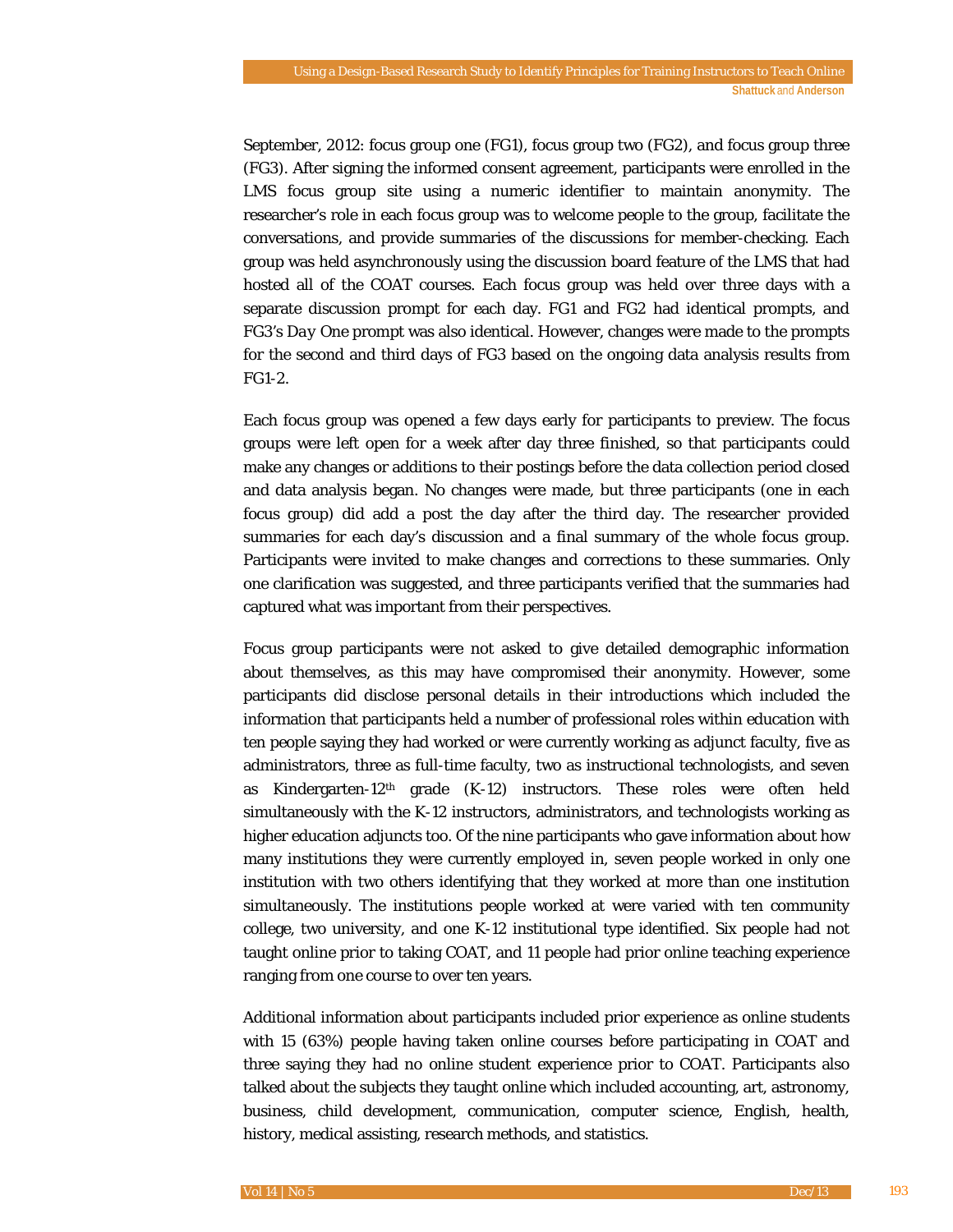September, 2012: focus group one (FG1), focus group two (FG2), and focus group three (FG3). After signing the informed consent agreement, participants were enrolled in the LMS focus group site using a numeric identifier to maintain anonymity. The researcher's role in each focus group was to welcome people to the group, facilitate the conversations, and provide summaries of the discussions for member-checking. Each group was held asynchronously using the discussion board feature of the LMS that had hosted all of the COAT courses. Each focus group was held over three days with a separate discussion prompt for each day. FG1 and FG2 had identical prompts, and FG3's *Day One* prompt was also identical. However, changes were made to the prompts for the second and third days of FG3 based on the ongoing data analysis results from FG1-2.

Each focus group was opened a few days early for participants to preview. The focus groups were left open for a week after day three finished, so that participants could make any changes or additions to their postings before the data collection period closed and data analysis began. No changes were made, but three participants (one in each focus group) did add a post the day after the third day. The researcher provided summaries for each day's discussion and a final summary of the whole focus group. Participants were invited to make changes and corrections to these summaries. Only one clarification was suggested, and three participants verified that the summaries had captured what was important from their perspectives.

Focus group participants were not asked to give detailed demographic information about themselves, as this may have compromised their anonymity. However, some participants did disclose personal details in their introductions which included the information that participants held a number of professional roles within education with ten people saying they had worked or were currently working as adjunct faculty, five as administrators, three as full-time faculty, two as instructional technologists, and seven as Kindergarten-12th grade (K-12) instructors. These roles were often held simultaneously with the K-12 instructors, administrators, and technologists working as higher education adjuncts too. Of the nine participants who gave information about how many institutions they were currently employed in, seven people worked in only one institution with two others identifying that they worked at more than one institution simultaneously. The institutions people worked at were varied with ten community college, two university, and one K-12 institutional type identified. Six people had not taught online prior to taking COAT, and 11 people had prior online teaching experience ranging from one course to over ten years.

Additional information about participants included prior experience as online students with 15 (63%) people having taken online courses before participating in COAT and three saying they had no online student experience prior to COAT. Participants also talked about the subjects they taught online which included accounting, art, astronomy, business, child development, communication, computer science, English, health, history, medical assisting, research methods, and statistics.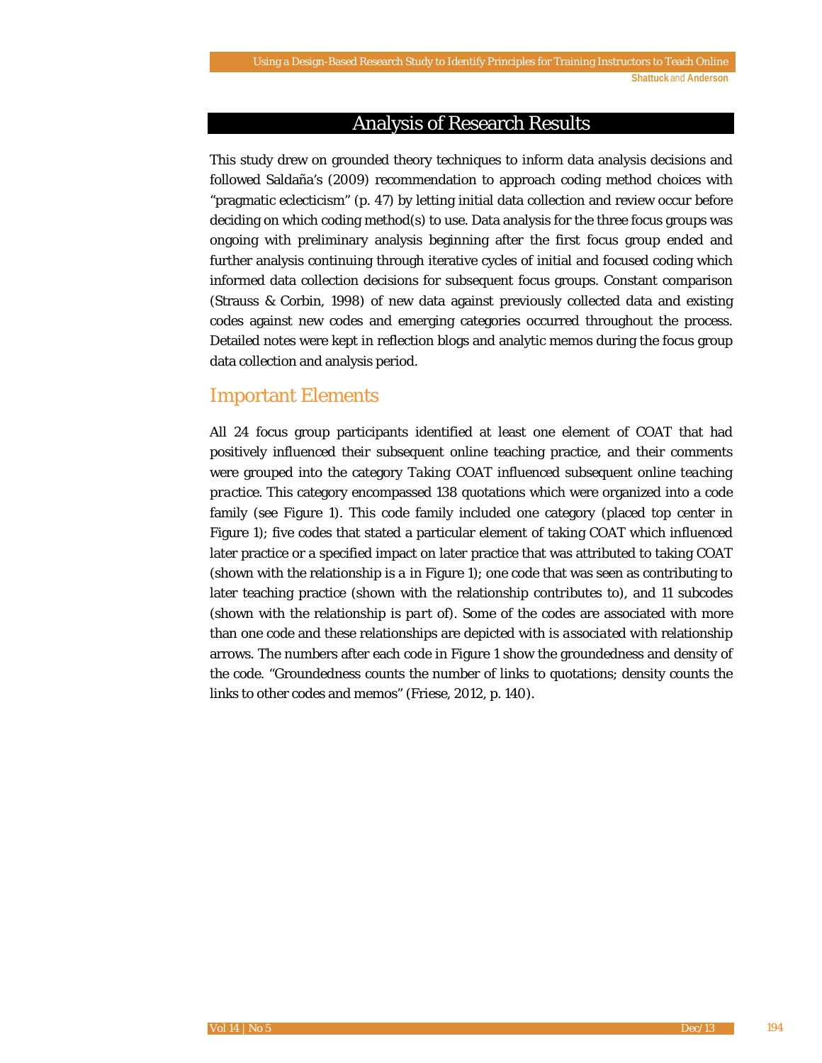## Analysis of Research Results

This study drew on grounded theory techniques to inform data analysis decisions and followed Saldaña's (2009) recommendation to approach coding method choices with "pragmatic eclecticism" (p. 47) by letting initial data collection and review occur before deciding on which coding method(s) to use. Data analysis for the three focus groups was ongoing with preliminary analysis beginning after the first focus group ended and further analysis continuing through iterative cycles of initial and focused coding which informed data collection decisions for subsequent focus groups. Constant comparison (Strauss & Corbin, 1998) of new data against previously collected data and existing codes against new codes and emerging categories occurred throughout the process. Detailed notes were kept in reflection blogs and analytic memos during the focus group data collection and analysis period.

### Important Elements

All 24 focus group participants identified at least one element of COAT that had positively influenced their subsequent online teaching practice, and their comments were grouped into the category *Taking COAT influenced subsequent online teaching practice*. This category encompassed 138 quotations which were organized into a code family (see Figure 1). This code family included one category (placed top center in Figure 1); five codes that stated a particular element of taking COAT which influenced later practice or a specified impact on later practice that was attributed to taking COAT (shown with the relationship *is a* in Figure 1); one code that was seen as contributing to later teaching practice (shown with the relationship *contributes to*), and 11 subcodes (shown with the relationship *is part of*). Some of the codes are associated with more than one code and these relationships are depicted with *is associated with* relationship arrows. The numbers after each code in Figure 1 show the groundedness and density of the code. "Groundedness counts the number of links to quotations; density counts the links to other codes and memos" (Friese, 2012, p. 140).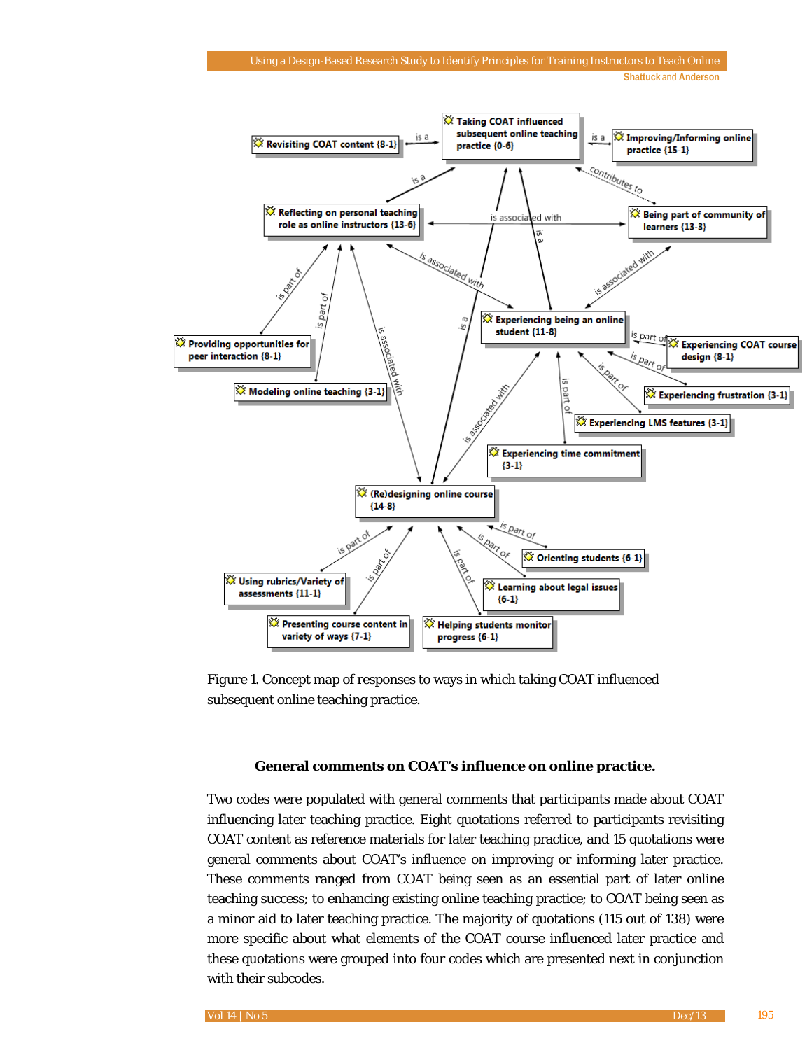Figure 1. Concept map of responses to ways in which taking COAT influenced subsequent online teaching practice.

### General comments on COAT's influence on online practice.

Two codes were populated with general comments that participants made about COAT influencing later teaching practice. Eight quotations referred to participants revisiting COAT content as reference materials for later teaching practice, and 15 quotations were general comments about COAT's influence on improving or informing later practice. These comments ranged from COAT being seen as an essential part of later online teaching success; to enhancing existing online teaching practice; to COAT being seen as a minor aid to later teaching practice. The majority of quotations (115 out of 138) were more specific about what elements of the COAT course influenced later practice and these quotations were grouped into four codes which are presented next in conjunction with their subcodes.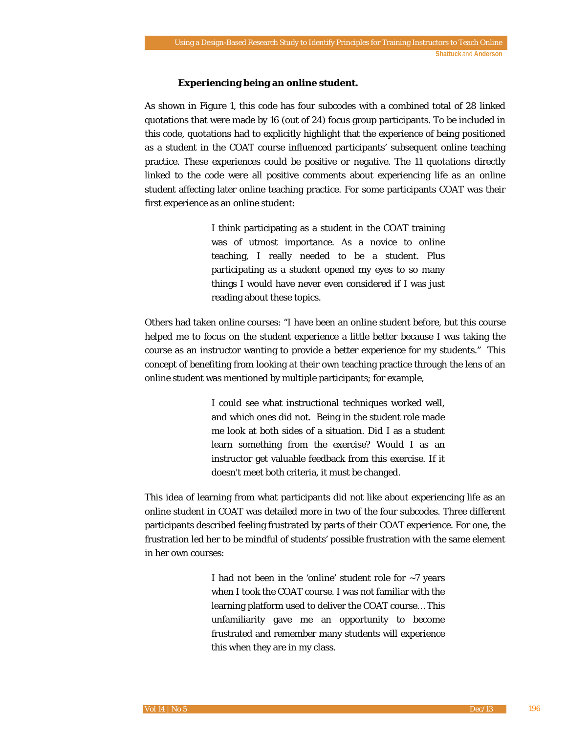**Experiencing being an online student.**

As shown in Figure 1, this code has four subcodes with a combined total of 28 linked quotations that were made by 16 (out of 24) focus group participants. To be included in this code, quotations had to explicitly highlight that the experience of being positioned as a student in the COAT course influenced participants' subsequent online teaching practice. These experiences could be positive or negative. The 11 quotations directly linked to the code were all positive comments about experiencing life as an online student affecting later online teaching practice. For some participants COAT was their first experience as an online student:

> I think participating as a student in the COAT training was of utmost importance. As a novice to online teaching, I really needed to be a student. Plus participating as a student opened my eyes to so many things I would have never even considered if I was just reading about these topics.

Others had taken online courses: "I have been an online student before, but this course helped me to focus on the student experience a little better because I was taking the course as an instructor wanting to provide a better experience for my students." This concept of benefiting from looking at their own teaching practice through the lens of an online student was mentioned by multiple participants; for example,

> I could see what instructional techniques worked well, and which ones did not. Being in the student role made me look at both sides of a situation. Did I as a student learn something from the exercise? Would I as an instructor get valuable feedback from this exercise. If it doesn't meet both criteria, it must be changed.

This idea of learning from what participants did not like about experiencing life as an online student in COAT was detailed more in two of the four subcodes. Three different participants described feeling frustrated by parts of their COAT experience. For one, the frustration led her to be mindful of students' possible frustration with the same element in her own courses:

> I had not been in the 'online' student role for ~7 years when I took the COAT course. I was not familiar with the learning platform used to deliver the COAT course… This unfamiliarity gave me an opportunity to become frustrated and remember many students will experience this when they are in my class.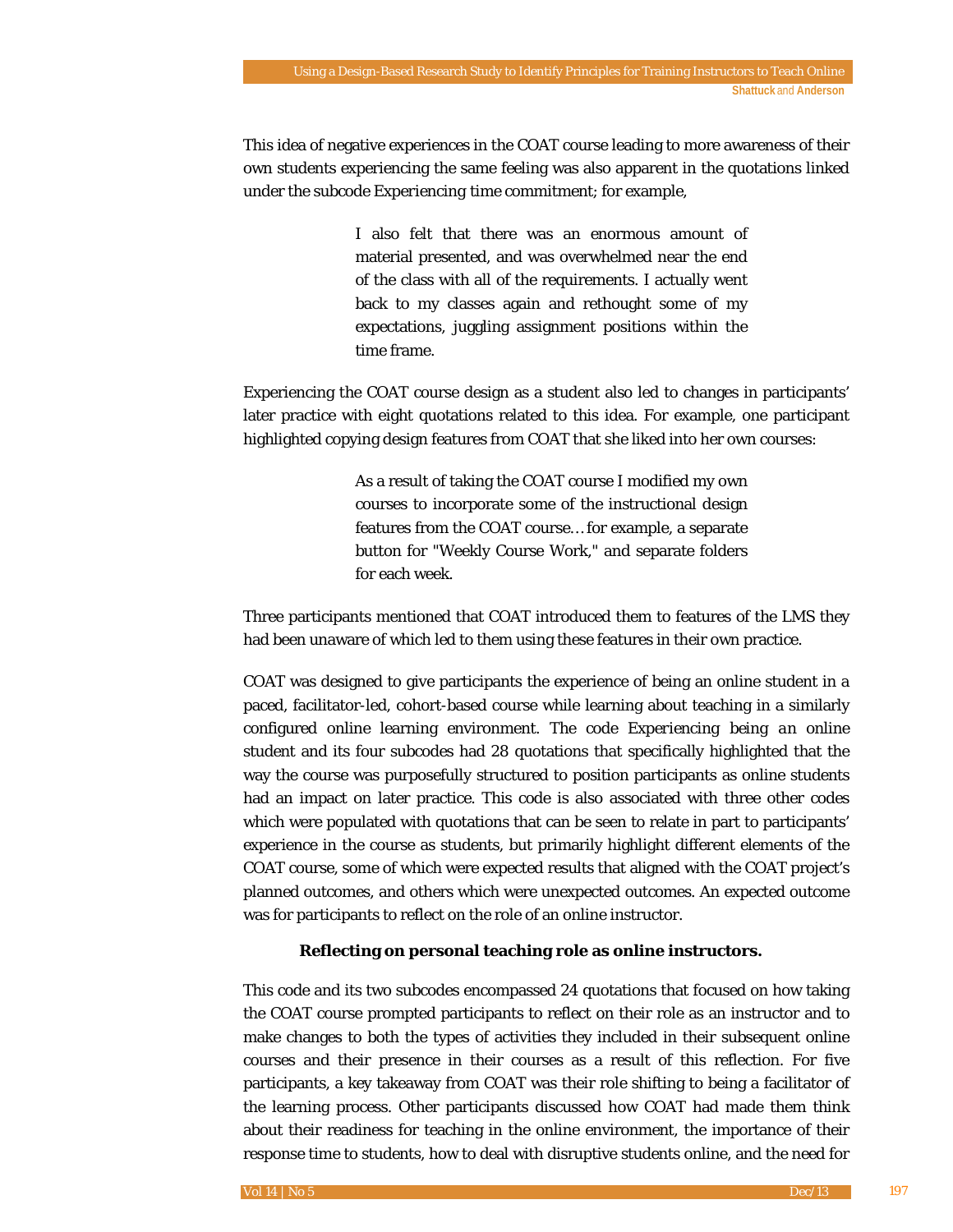This idea of negative experiences in the COAT course leading to more awareness of their own students experiencing the same feeling was also apparent in the quotations linked under the subcode Experiencing time commitment; for example,

> I also felt that there was an enormous amount of material presented, and was overwhelmed near the end of the class with all of the requirements. I actually went back to my classes again and rethought some of my expectations, juggling assignment positions within the time frame.

Experiencing the COAT course design as a student also led to changes in participants' later practice with eight quotations related to this idea. For example, one participant highlighted copying design features from COAT that she liked into her own courses:

> As a result of taking the COAT course I modified my own courses to incorporate some of the instructional design features from the COAT course… for example, a separate button for "Weekly Course Work," and separate folders for each week.

Three participants mentioned that COAT introduced them to features of the LMS they had been unaware of which led to them using these features in their own practice.

COAT was designed to give participants the experience of being an online student in a paced, facilitator-led, cohort-based course while learning about teaching in a similarly configured online learning environment. The code Experiencing being an online student and its four subcodes had 28 quotations that specifically highlighted that the way the course was purposefully structured to position participants as online students had an impact on later practice. This code is also associated with three other codes which were populated with quotations that can be seen to relate in part to participants' experience in the course as students, but primarily highlight different elements of the COAT course, some of which were expected results that aligned with the COAT project's planned outcomes, and others which were unexpected outcomes. An expected outcome was for participants to reflect on the role of an online instructor.

#### Reflecting on personal teaching role as online instructors.

This code and its two subcodes encompassed 24 quotations that focused on how taking the COAT course prompted participants to reflect on their role as an instructor and to make changes to both the types of activities they included in their subsequent online courses and their presence in their courses as a result of this reflection. For five participants, a key takeaway from COAT was their role shifting to being a facilitator of the learning process. Other participants discussed how COAT had made them think about their readiness for teaching in the online environment, the importance of their response time to students, how to deal with disruptive students online, and the need for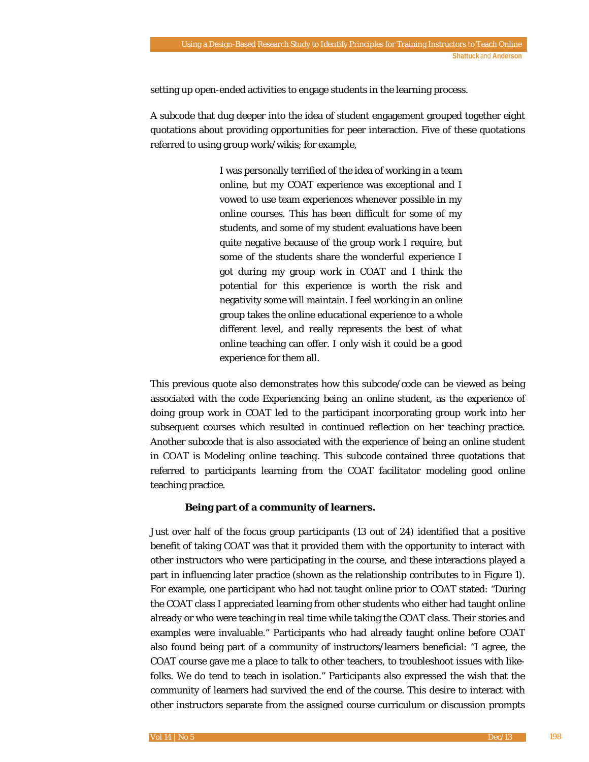setting up open-ended activities to engage students in the learning process.

A subcode that dug deeper into the idea of student engagement grouped together eight quotations about providing opportunities for peer interaction. Five of these quotations referred to using group work/wikis; for example,

> I was personally terrified of the idea of working in a team online, but my COAT experience was exceptional and I vowed to use team experiences whenever possible in my online courses. This has been difficult for some of my students, and some of my student evaluations have been quite negative because of the group work I require, but some of the students share the wonderful experience I got during my group work in COAT and I think the potential for this experience is worth the risk and negativity some will maintain. I feel working in an online group takes the online educational experience to a whole different level, and really represents the best of what online teaching can offer. I only wish it could be a good experience for them all.

This previous quote also demonstrates how this subcode/code can be viewed as being associated with the code *Experiencing being an online student*, as the experience of doing group work in COAT led to the participant incorporating group work into her subsequent courses which resulted in continued reflection on her teaching practice. Another subcode that is also associated with the experience of being an online student in COAT is *Modeling online teaching*. This subcode contained three quotations that referred to participants learning from the COAT facilitator modeling good online teaching practice.

#### Being part of a community of learners.

Just over half of the focus group participants (13 out of 24) identified that a positive benefit of taking COAT was that it provided them with the opportunity to interact with other instructors who were participating in the course, and these interactions played a part in influencing later practice (shown as the relationship *contributes to* in Figure 1). For example, one participant who had not taught online prior to COAT stated: "During the COAT class I appreciated learning from other students who either had taught online already or who were teaching in real time while taking the COAT class. Their stories and examples were invaluable." Participants who had already taught online before COAT also found being part of a community of instructors/learners beneficial: "I agree, the COAT course gave me a place to talk to other teachers, to troubleshoot issues with like-folks. We do tend to teach in isolation." Participants also expressed the wish that the community of learners had survived the end of the course. This desire to interact with other instructors separate from the assigned course curriculum or discussion prompts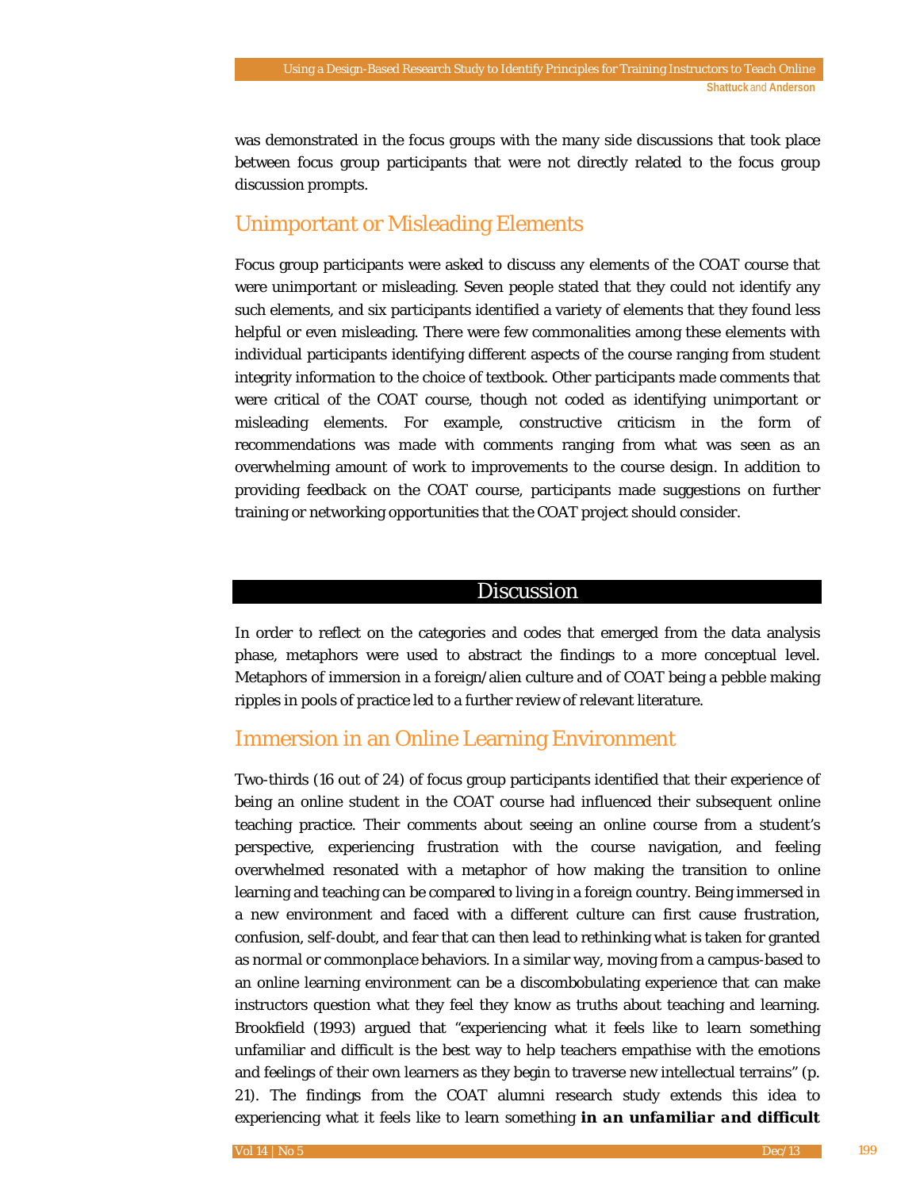was demonstrated in the focus groups with the many side discussions that took place between focus group participants that were not directly related to the focus group discussion prompts.

## Unimportant or Misleading Elements

Focus group participants were asked to discuss any elements of the COAT course that were unimportant or misleading. Seven people stated that they could not identify any such elements, and six participants identified a variety of elements that they found less helpful or even misleading. There were few commonalities among these elements with individual participants identifying different aspects of the course ranging from student integrity information to the choice of textbook. Other participants made comments that were critical of the COAT course, though not coded as identifying unimportant or misleading elements. For example, constructive criticism in the form of recommendations was made with comments ranging from what was seen as an overwhelming amount of work to improvements to the course design. In addition to providing feedback on the COAT course, participants made suggestions on further training or networking opportunities that the COAT project should consider.

# Discussion

In order to reflect on the categories and codes that emerged from the data analysis phase, metaphors were used to abstract the findings to a more conceptual level. Metaphors of immersion in a foreign/alien culture and of COAT being a pebble making ripples in pools of practice led to a further review of relevant literature.

## Immersion in an Online Learning Environment

Two-thirds (16 out of 24) of focus group participants identified that their experience of being an online student in the COAT course had influenced their subsequent online teaching practice. Their comments about seeing an online course from a student's perspective, experiencing frustration with the course navigation, and feeling overwhelmed resonated with a metaphor of how making the transition to online learning and teaching can be compared to living in a foreign country. Being immersed in a new environment and faced with a different culture can first cause frustration, confusion, self-doubt, and fear that can then lead to rethinking what is taken for granted as normal or commonplace behaviors. In a similar way, moving from a campus-based to an online learning environment can be a discombobulating experience that can make instructors question what they feel they know as truths about teaching and learning. Brookfield (1993) argued that "experiencing what it feels like to learn something unfamiliar and difficult is the best way to help teachers empathise with the emotions and feelings of their own learners as they begin to traverse new intellectual terrains" (p. 21). The findings from the COAT alumni research study extends this idea to experiencing what it feels like to learn something ***in an unfamiliar and difficult***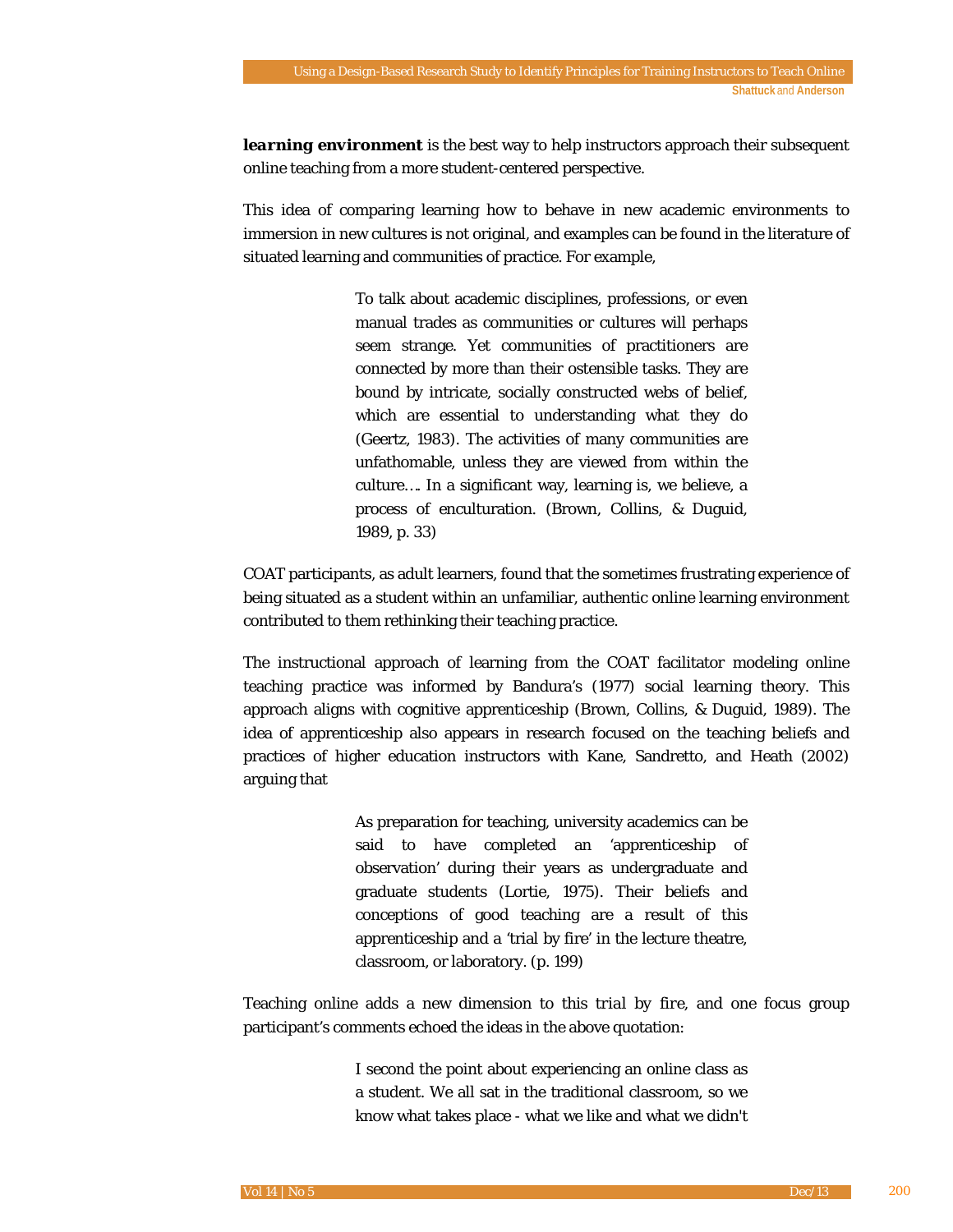***learning environment*** is the best way to help instructors approach their subsequent online teaching from a more student-centered perspective.

This idea of comparing learning how to behave in new academic environments to immersion in new cultures is not original, and examples can be found in the literature of situated learning and communities of practice. For example,

> To talk about academic disciplines, professions, or even manual trades as communities or cultures will perhaps seem strange. Yet communities of practitioners are connected by more than their ostensible tasks. They are bound by intricate, socially constructed webs of belief, which are essential to understanding what they do (Geertz, 1983). The activities of many communities are unfathomable, unless they are viewed from within the culture…. In a significant way, learning is, we believe, a process of enculturation. (Brown, Collins, & Duguid, 1989, p. 33)

COAT participants, as adult learners, found that the sometimes frustrating experience of being situated as a student within an unfamiliar, authentic online learning environment contributed to them rethinking their teaching practice.

The instructional approach of learning from the COAT facilitator modeling online teaching practice was informed by Bandura's (1977) social learning theory. This approach aligns with cognitive apprenticeship (Brown, Collins, & Duguid, 1989). The idea of apprenticeship also appears in research focused on the teaching beliefs and practices of higher education instructors with Kane, Sandretto, and Heath (2002) arguing that

> As preparation for teaching, university academics can be said to have completed an 'apprenticeship of observation' during their years as undergraduate and graduate students (Lortie, 1975). Their beliefs and conceptions of good teaching are a result of this apprenticeship and a 'trial by fire' in the lecture theatre, classroom, or laboratory. (p. 199)

Teaching online adds a new dimension to this trial by fire, and one focus group participant's comments echoed the ideas in the above quotation:

> I second the point about experiencing an online class as a student. We all sat in the traditional classroom, so we know what takes place - what we like and what we didn't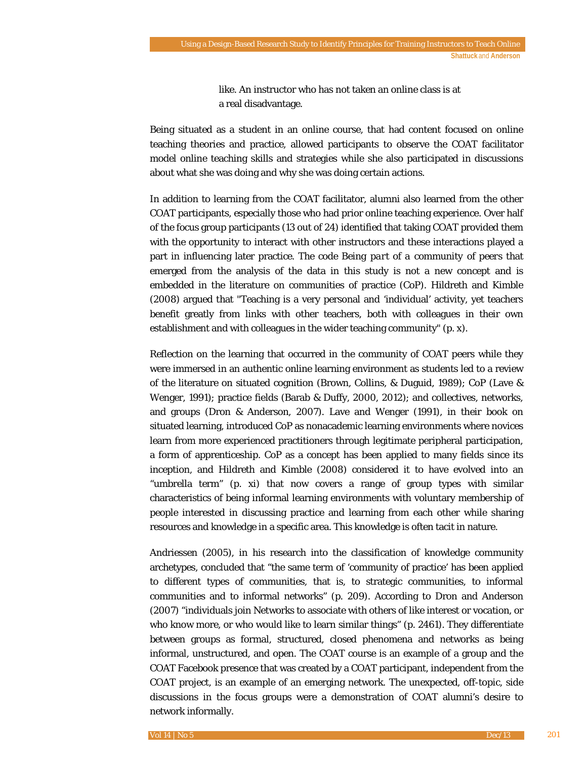> like. An instructor who has not taken an online class is at a real disadvantage.

Being situated as a student in an online course, that had content focused on online teaching theories and practice, allowed participants to observe the COAT facilitator model online teaching skills and strategies while she also participated in discussions about what she was doing and why she was doing certain actions.

In addition to learning from the COAT facilitator, alumni also learned from the other COAT participants, especially those who had prior online teaching experience. Over half of the focus group participants (13 out of 24) identified that taking COAT provided them with the opportunity to interact with other instructors and these interactions played a part in influencing later practice. The code *Being part of a community of peers* that emerged from the analysis of the data in this study is not a new concept and is embedded in the literature on communities of practice (CoP). Hildreth and Kimble (2008) argued that "Teaching is a very personal and 'individual' activity, yet teachers benefit greatly from links with other teachers, both with colleagues in their own establishment and with colleagues in the wider teaching community" (p. x).

Reflection on the learning that occurred in the community of COAT peers while they were immersed in an authentic online learning environment as students led to a review of the literature on situated cognition (Brown, Collins, & Duguid, 1989); CoP (Lave & Wenger, 1991); practice fields (Barab & Duffy, 2000, 2012); and collectives, networks, and groups (Dron & Anderson, 2007). Lave and Wenger (1991), in their book on situated learning, introduced CoP as nonacademic learning environments where novices learn from more experienced practitioners through legitimate peripheral participation, a form of apprenticeship. CoP as a concept has been applied to many fields since its inception, and Hildreth and Kimble (2008) considered it to have evolved into an "umbrella term" (p. xi) that now covers a range of group types with similar characteristics of being informal learning environments with voluntary membership of people interested in discussing practice and learning from each other while sharing resources and knowledge in a specific area. This knowledge is often tacit in nature.

Andriessen (2005), in his research into the classification of knowledge community archetypes, concluded that "the same term of 'community of practice' has been applied to different types of communities, that is, to strategic communities, to informal communities and to informal networks" (p. 209). According to Dron and Anderson (2007) "individuals join Networks to associate with others of like interest or vocation, or who know more, or who would like to learn similar things" (p. 2461). They differentiate between groups as formal, structured, closed phenomena and networks as being informal, unstructured, and open. The COAT course is an example of a group and the COAT Facebook presence that was created by a COAT participant, independent from the COAT project, is an example of an emerging network. The unexpected, off-topic, side discussions in the focus groups were a demonstration of COAT alumni's desire to network informally.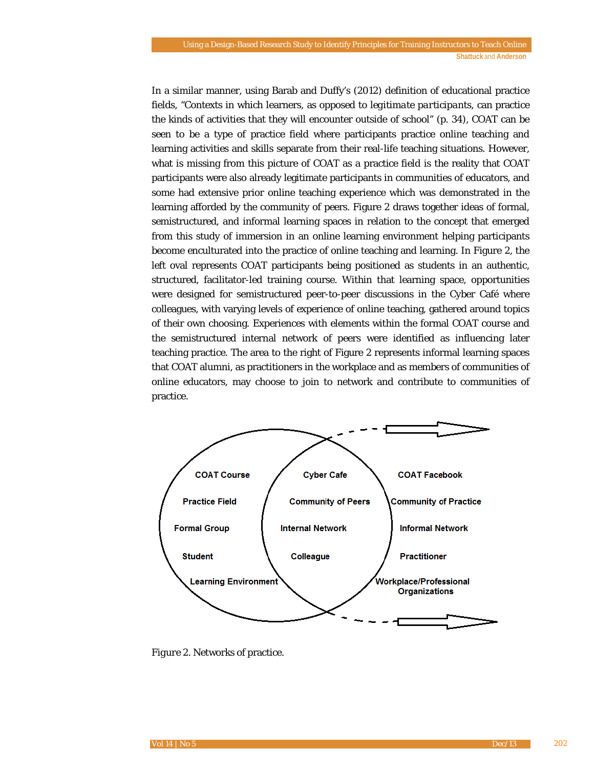In a similar manner, using Barab and Duffy's (2012) definition of educational practice fields, "Contexts in which learners, as opposed to *legitimate participants*, can practice the kinds of activities that they will encounter outside of school" (p. 34), COAT can be seen to be a type of practice field where participants practice online teaching and learning activities and skills separate from their real-life teaching situations. However, what is missing from this picture of COAT as a practice field is the reality that COAT participants were also already legitimate participants in communities of educators, and some had extensive prior online teaching experience which was demonstrated in the learning afforded by the community of peers. Figure 2 draws together ideas of formal, semistructured, and informal learning spaces in relation to the concept that emerged from this study of immersion in an online learning environment helping participants become enculturated into the practice of online teaching and learning. In Figure 2, the left oval represents COAT participants being positioned as students in an authentic, structured, facilitator-led training course. Within that learning space, opportunities were designed for semistructured peer-to-peer discussions in the Cyber Café where colleagues, with varying levels of experience of online teaching, gathered around topics of their own choosing. Experiences with elements within the formal COAT course and the semistructured internal network of peers were identified as influencing later teaching practice. The area to the right of Figure 2 represents informal learning spaces that COAT alumni, as practitioners in the workplace and as members of communities of online educators, may choose to join to network and contribute to communities of practice.

| COAT Course | Cyber Cafe | COAT Facebook |
|---|---|---|
| Practice Field | Community of Peers | Community of Practice |
| Formal Group | Internal Network | Informal Network |
| Student | Colleague | Practitioner |
| Learning Environment | | Workplace/Professional Organizations |

Figure 2. Networks of practice.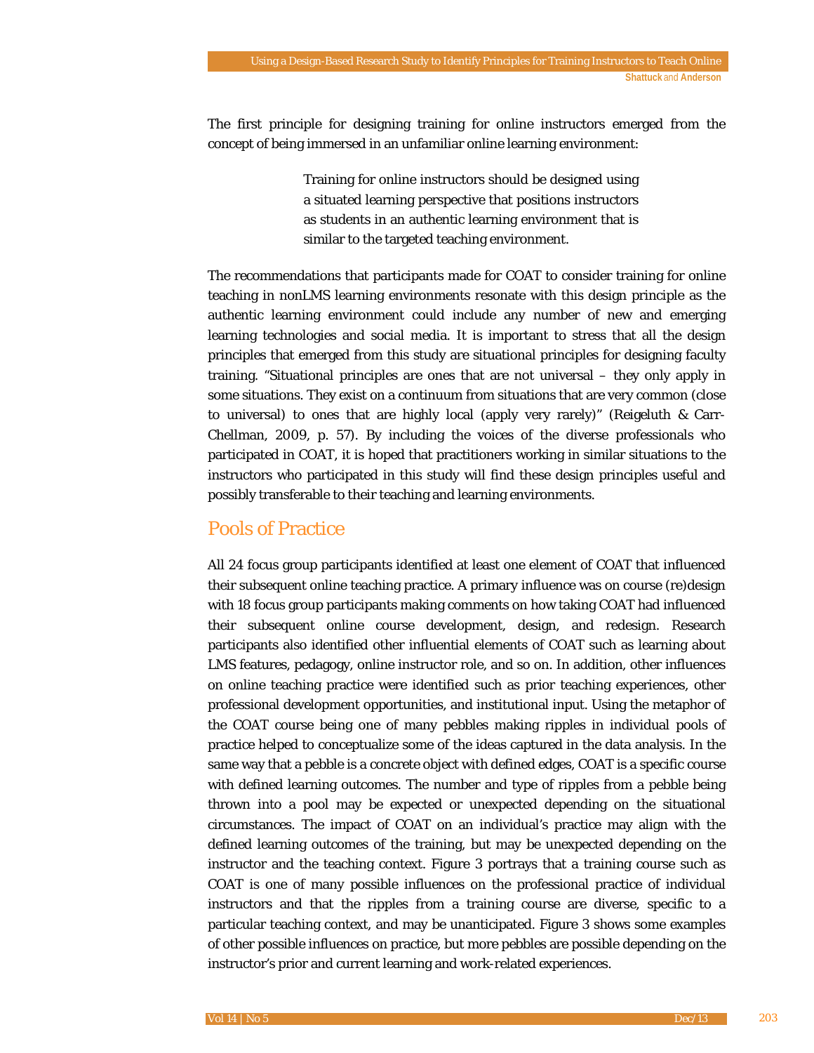The first principle for designing training for online instructors emerged from the concept of being immersed in an unfamiliar online learning environment:

> Training for online instructors should be designed using a situated learning perspective that positions instructors as students in an authentic learning environment that is similar to the targeted teaching environment.

The recommendations that participants made for COAT to consider training for online teaching in nonLMS learning environments resonate with this design principle as the authentic learning environment could include any number of new and emerging learning technologies and social media. It is important to stress that all the design principles that emerged from this study are situational principles for designing faculty training. "Situational principles are ones that are not universal – they only apply in some situations. They exist on a continuum from situations that are very common (close to universal) to ones that are highly local (apply very rarely)" (Reigeluth & Carr-Chellman, 2009, p. 57). By including the voices of the diverse professionals who participated in COAT, it is hoped that practitioners working in similar situations to the instructors who participated in this study will find these design principles useful and possibly transferable to their teaching and learning environments.

## Pools of Practice

All 24 focus group participants identified at least one element of COAT that influenced their subsequent online teaching practice. A primary influence was on course (re)design with 18 focus group participants making comments on how taking COAT had influenced their subsequent online course development, design, and redesign. Research participants also identified other influential elements of COAT such as learning about LMS features, pedagogy, online instructor role, and so on. In addition, other influences on online teaching practice were identified such as prior teaching experiences, other professional development opportunities, and institutional input. Using the metaphor of the COAT course being one of many pebbles making ripples in individual pools of practice helped to conceptualize some of the ideas captured in the data analysis. In the same way that a pebble is a concrete object with defined edges, COAT is a specific course with defined learning outcomes. The number and type of ripples from a pebble being thrown into a pool may be expected or unexpected depending on the situational circumstances. The impact of COAT on an individual's practice may align with the defined learning outcomes of the training, but may be unexpected depending on the instructor and the teaching context. Figure 3 portrays that a training course such as COAT is one of many possible influences on the professional practice of individual instructors and that the ripples from a training course are diverse, specific to a particular teaching context, and may be unanticipated. Figure 3 shows some examples of other possible influences on practice, but more pebbles are possible depending on the instructor's prior and current learning and work-related experiences.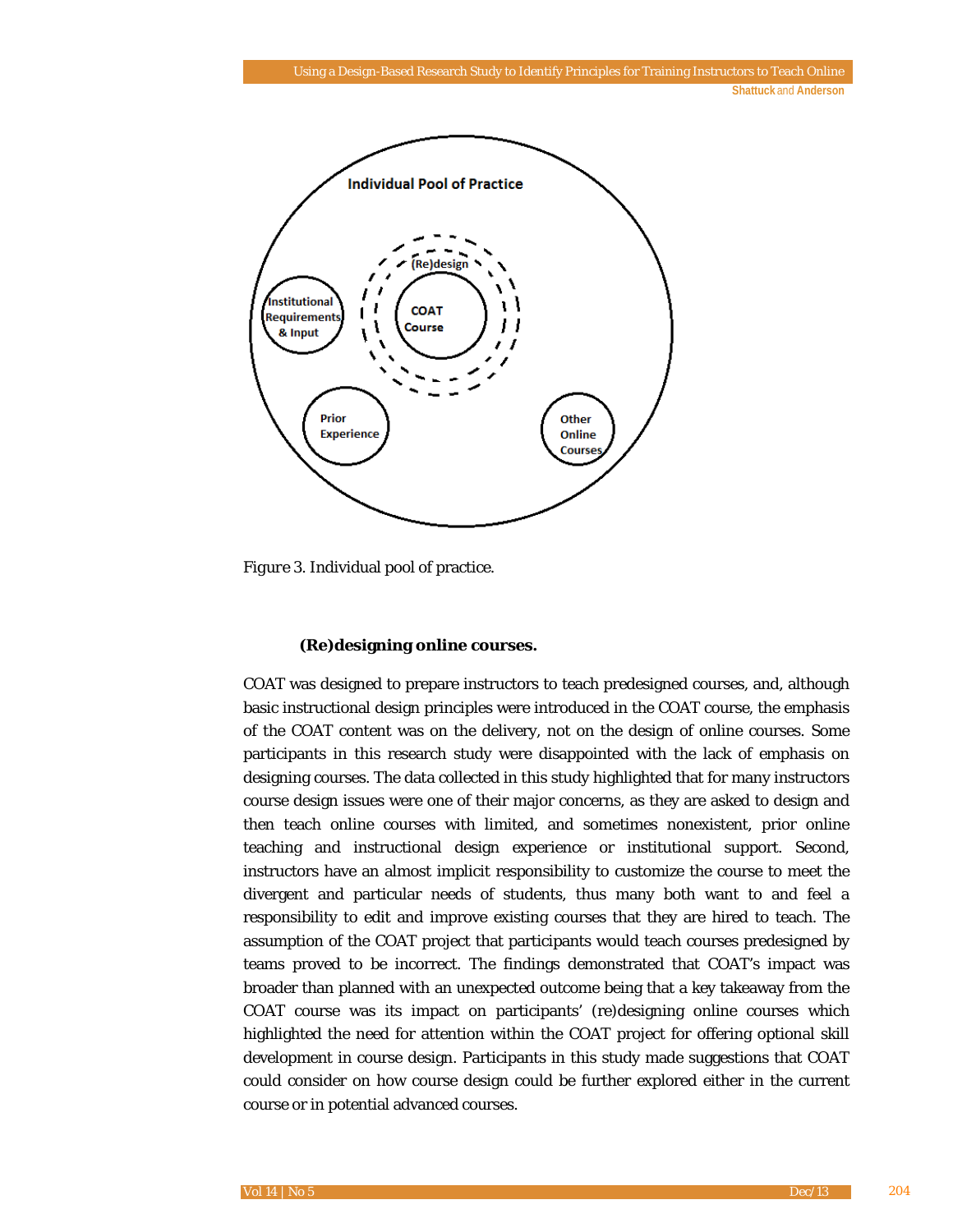Figure 3. Individual pool of practice.

### (Re)designing online courses.

COAT was designed to prepare instructors to teach predesigned courses, and, although basic instructional design principles were introduced in the COAT course, the emphasis of the COAT content was on the delivery, not on the design of online courses. Some participants in this research study were disappointed with the lack of emphasis on designing courses. The data collected in this study highlighted that for many instructors course design issues were one of their major concerns, as they are asked to design and then teach online courses with limited, and sometimes nonexistent, prior online teaching and instructional design experience or institutional support. Second, instructors have an almost implicit responsibility to customize the course to meet the divergent and particular needs of students, thus many both want to and feel a responsibility to edit and improve existing courses that they are hired to teach. The assumption of the COAT project that participants would teach courses predesigned by teams proved to be incorrect. The findings demonstrated that COAT's impact was broader than planned with an unexpected outcome being that a key takeaway from the COAT course was its impact on participants' (re)designing online courses which highlighted the need for attention within the COAT project for offering optional skill development in course design. Participants in this study made suggestions that COAT could consider on how course design could be further explored either in the current course or in potential advanced courses.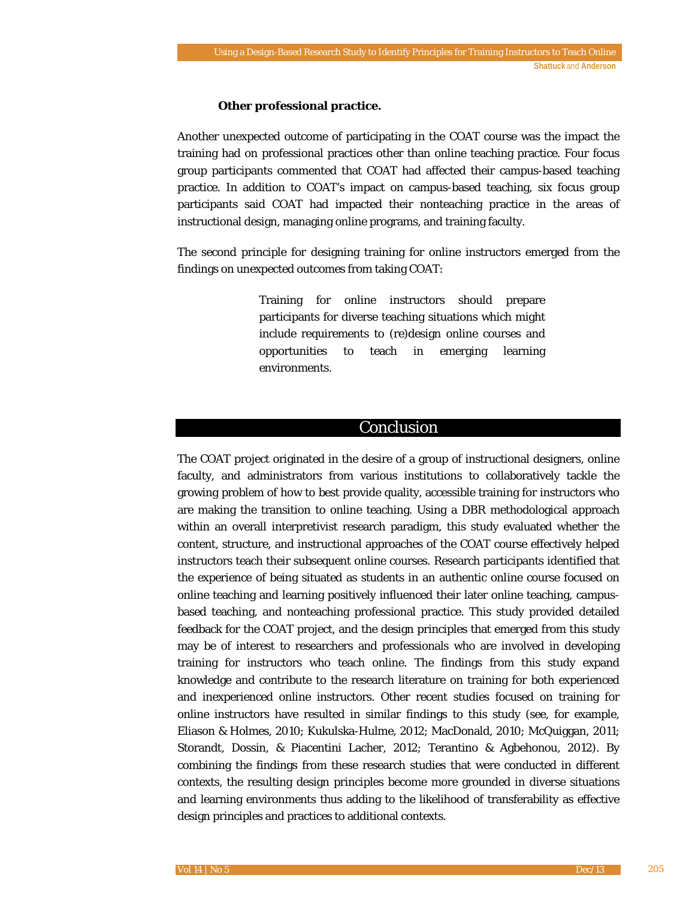### Other professional practice.

Another unexpected outcome of participating in the COAT course was the impact the training had on professional practices other than online teaching practice. Four focus group participants commented that COAT had affected their campus-based teaching practice. In addition to COAT's impact on campus-based teaching, six focus group participants said COAT had impacted their nonteaching practice in the areas of instructional design, managing online programs, and training faculty.

The second principle for designing training for online instructors emerged from the findings on unexpected outcomes from taking COAT:

> Training for online instructors should prepare participants for diverse teaching situations which might include requirements to (re)design online courses and opportunities to teach in emerging learning environments.

## Conclusion

The COAT project originated in the desire of a group of instructional designers, online faculty, and administrators from various institutions to collaboratively tackle the growing problem of how to best provide quality, accessible training for instructors who are making the transition to online teaching. Using a DBR methodological approach within an overall interpretivist research paradigm, this study evaluated whether the content, structure, and instructional approaches of the COAT course effectively helped instructors teach their subsequent online courses. Research participants identified that the experience of being situated as students in an authentic online course focused on online teaching and learning positively influenced their later online teaching, campus-based teaching, and nonteaching professional practice. This study provided detailed feedback for the COAT project, and the design principles that emerged from this study may be of interest to researchers and professionals who are involved in developing training for instructors who teach online. The findings from this study expand knowledge and contribute to the research literature on training for both experienced and inexperienced online instructors. Other recent studies focused on training for online instructors have resulted in similar findings to this study (see, for example, Eliason & Holmes, 2010; Kukulska-Hulme, 2012; MacDonald, 2010; McQuiggan, 2011; Storandt, Dossin, & Piacentini Lacher, 2012; Terantino & Agbehonou, 2012). By combining the findings from these research studies that were conducted in different contexts, the resulting design principles become more grounded in diverse situations and learning environments thus adding to the likelihood of transferability as effective design principles and practices to additional contexts.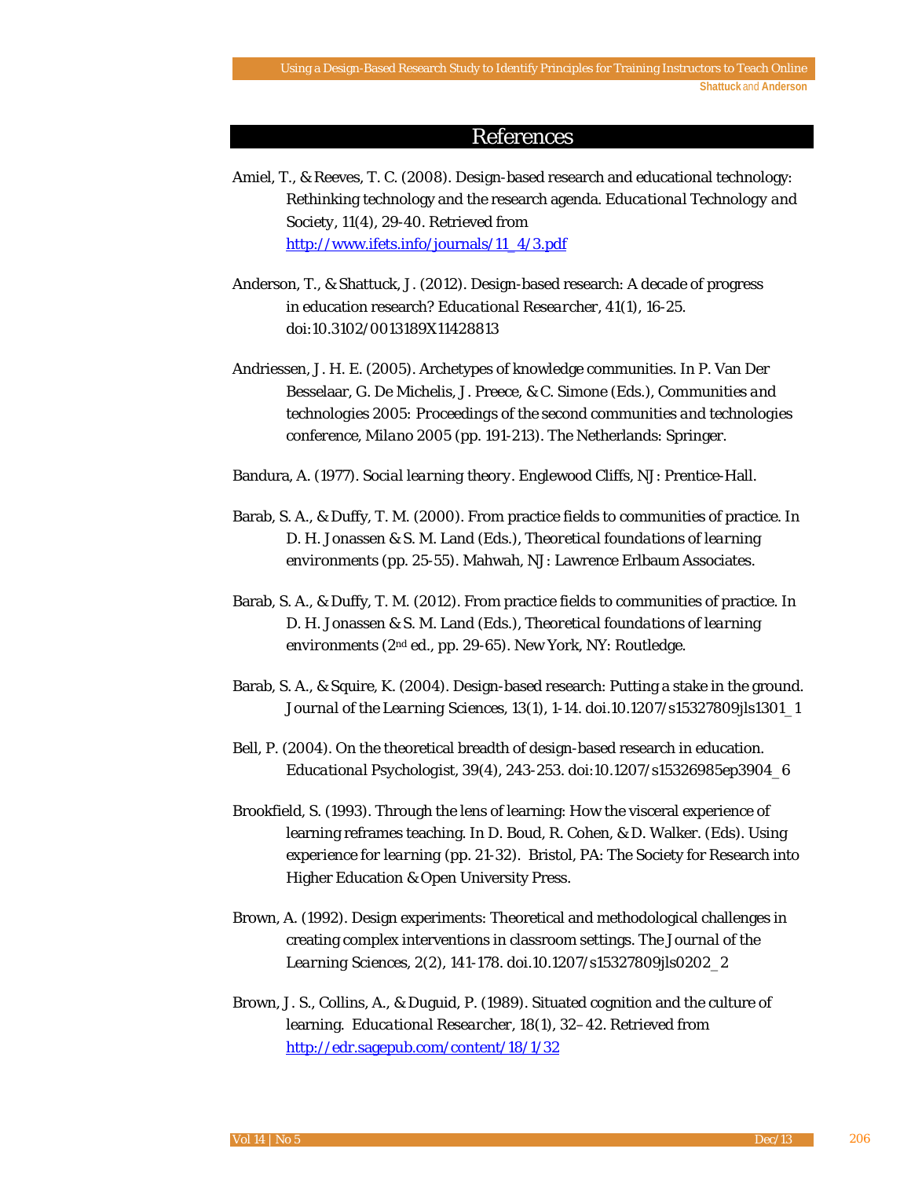## References

Amiel, T., & Reeves, T. C. (2008). Design-based research and educational technology: Rethinking technology and the research agenda. *Educational Technology and Society, 11*(4), 29-40. Retrieved from http://www.ifets.info/journals/11_4/3.pdf

Anderson, T., & Shattuck, J. (2012). Design-based research: A decade of progress in education research? *Educational Researcher, 41*(1), 16-25. doi:10.3102/0013189X11428813

Andriessen, J. H. E. (2005). Archetypes of knowledge communities. In P. Van Der Besselaar, G. De Michelis, J. Preece, & C. Simone (Eds.), *Communities and technologies 2005: Proceedings of the second communities and technologies conference, Milano 2005* (pp. 191-213). The Netherlands: Springer.

Bandura, A. (1977). *Social learning theory*. Englewood Cliffs, NJ: Prentice-Hall.

Barab, S. A., & Duffy, T. M. (2000). From practice fields to communities of practice. In D. H. Jonassen & S. M. Land (Eds.), *Theoretical foundations of learning environments* (pp. 25-55). Mahwah, NJ: Lawrence Erlbaum Associates.

Barab, S. A., & Duffy, T. M. (2012). From practice fields to communities of practice. In D. H. Jonassen & S. M. Land (Eds.), *Theoretical foundations of learning environments* (2nd ed., pp. 29-65). New York, NY: Routledge.

Barab, S. A., & Squire, K. (2004). Design-based research: Putting a stake in the ground. *Journal of the Learning Sciences, 13*(1), 1-14. doi.10.1207/s15327809jls1301_1

Bell, P. (2004). On the theoretical breadth of design-based research in education. *Educational Psychologist, 39*(4), 243-253. doi:10.1207/s15326985ep3904_6

Brookfield, S. (1993). Through the lens of learning: How the visceral experience of learning reframes teaching. In D. Boud, R. Cohen, & D. Walker. (Eds). *Using experience for learning* (pp. 21-32). Bristol, PA: The Society for Research into Higher Education & Open University Press.

Brown, A. (1992). Design experiments: Theoretical and methodological challenges in creating complex interventions in classroom settings. *The Journal of the Learning Sciences, 2*(2), 141-178. doi.10.1207/s15327809jls0202_2

Brown, J. S., Collins, A., & Duguid, P. (1989). Situated cognition and the culture of learning. *Educational Researcher, 18*(1), 32–42. Retrieved from http://edr.sagepub.com/content/18/1/32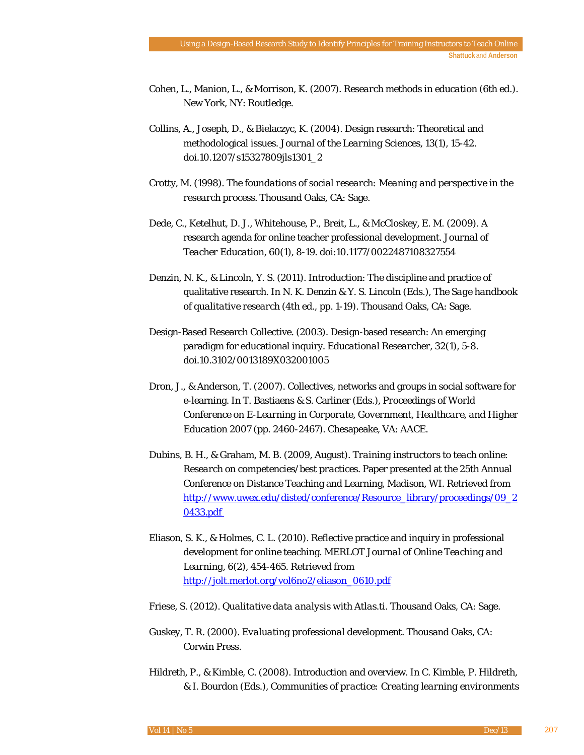Cohen, L., Manion, L., & Morrison, K. (2007). *Research methods in education* (6th ed.). New York, NY: Routledge.

Collins, A., Joseph, D., & Bielaczyc, K. (2004). Design research: Theoretical and methodological issues. *Journal of the Learning Sciences, 13*(1), 15-42. doi.10.1207/s15327809jls1301_2

Crotty, M. (1998). *The foundations of social research: Meaning and perspective in the research process*. Thousand Oaks, CA: Sage.

Dede, C., Ketelhut, D. J., Whitehouse, P., Breit, L., & McCloskey, E. M. (2009). A research agenda for online teacher professional development. *Journal of Teacher Education, 60*(1), 8-19. doi:10.1177/0022487108327554

Denzin, N. K., & Lincoln, Y. S. (2011). Introduction: The discipline and practice of qualitative research. In N. K. Denzin & Y. S. Lincoln (Eds.), *The Sage handbook of qualitative research* (4th ed., pp. 1-19). Thousand Oaks, CA: Sage.

Design-Based Research Collective. (2003). Design-based research: An emerging paradigm for educational inquiry. *Educational Researcher, 32*(1), 5-8. doi.10.3102/0013189X032001005

Dron, J., & Anderson, T. (2007). Collectives, networks and groups in social software for e-learning. In T. Bastiaens & S. Carliner (Eds.), *Proceedings of World Conference on E-Learning in Corporate, Government, Healthcare, and Higher Education 2007* (pp. 2460-2467). Chesapeake, VA: AACE.

Dubins, B. H., & Graham, M. B. (2009, August). *Training instructors to teach online: Research on competencies/best practices.* Paper presented at the 25th Annual Conference on Distance Teaching and Learning, Madison, WI. Retrieved from http://www.uwex.edu/disted/conference/Resource_library/proceedings/09_20433.pdf

Eliason, S. K., & Holmes, C. L. (2010). Reflective practice and inquiry in professional development for online teaching. *MERLOT Journal of Online Teaching and Learning, 6*(2), 454-465. Retrieved from http://jolt.merlot.org/vol6no2/eliason_0610.pdf

Friese, S. (2012). *Qualitative data analysis with Atlas.ti*. Thousand Oaks, CA: Sage.

Guskey, T. R. (2000). *Evaluating professional development*. Thousand Oaks, CA: Corwin Press.

Hildreth, P., & Kimble, C. (2008). Introduction and overview. In C. Kimble, P. Hildreth, & I. Bourdon (Eds.), *Communities of practice: Creating learning environments*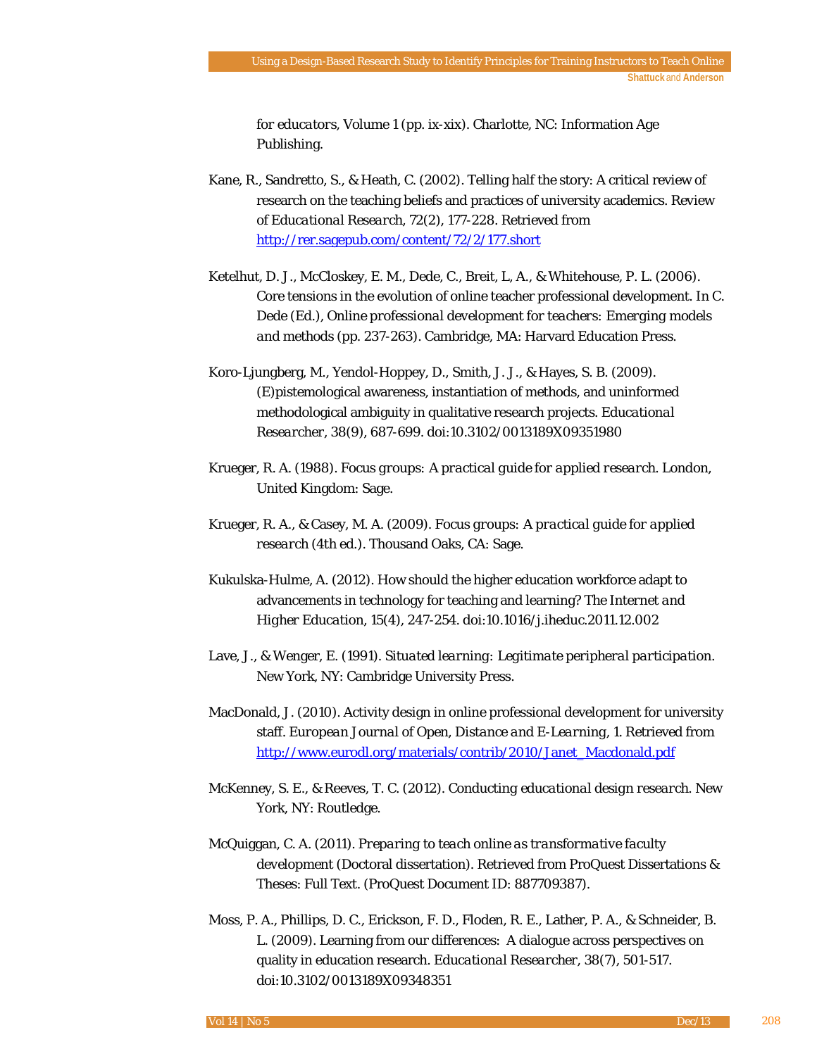*for educators, Volume 1* (pp. ix-xix). Charlotte, NC: Information Age Publishing.

Kane, R., Sandretto, S., & Heath, C. (2002). Telling half the story: A critical review of research on the teaching beliefs and practices of university academics. *Review of Educational Research, 72*(2), 177-228. Retrieved from http://rer.sagepub.com/content/72/2/177.short

Ketelhut, D. J., McCloskey, E. M., Dede, C., Breit, L, A., & Whitehouse, P. L. (2006). Core tensions in the evolution of online teacher professional development. In C. Dede (Ed.), *Online professional development for teachers: Emerging models and methods* (pp. 237-263). Cambridge, MA: Harvard Education Press.

Koro-Ljungberg, M., Yendol-Hoppey, D., Smith, J. J., & Hayes, S. B. (2009). (E)pistemological awareness, instantiation of methods, and uninformed methodological ambiguity in qualitative research projects. *Educational Researcher, 38*(9), 687-699. doi:10.3102/0013189X09351980

Krueger, R. A. (1988). *Focus groups: A practical guide for applied research.* London, United Kingdom: Sage.

Krueger, R. A., & Casey, M. A. (2009). *Focus groups: A practical guide for applied research* (4th ed.). Thousand Oaks, CA: Sage.

Kukulska-Hulme, A. (2012). How should the higher education workforce adapt to advancements in technology for teaching and learning? *The Internet and Higher Education, 15*(4), 247-254. doi:10.1016/j.iheduc.2011.12.002

Lave, J., & Wenger, E. (1991). *Situated learning: Legitimate peripheral participation.* New York, NY: Cambridge University Press.

MacDonald, J. (2010). Activity design in online professional development for university staff. *European Journal of Open, Distance and E-Learning, 1.* Retrieved from http://www.eurodl.org/materials/contrib/2010/Janet_Macdonald.pdf

McKenney, S. E., & Reeves, T. C. (2012). *Conducting educational design research.* New York, NY: Routledge.

McQuiggan, C. A. (2011). *Preparing to teach online as transformative faculty development* (Doctoral dissertation). Retrieved from ProQuest Dissertations & Theses: Full Text. (ProQuest Document ID: 887709387).

Moss, P. A., Phillips, D. C., Erickson, F. D., Floden, R. E., Lather, P. A., & Schneider, B. L. (2009). Learning from our differences: A dialogue across perspectives on quality in education research. *Educational Researcher, 38*(7), 501-517. doi:10.3102/0013189X09348351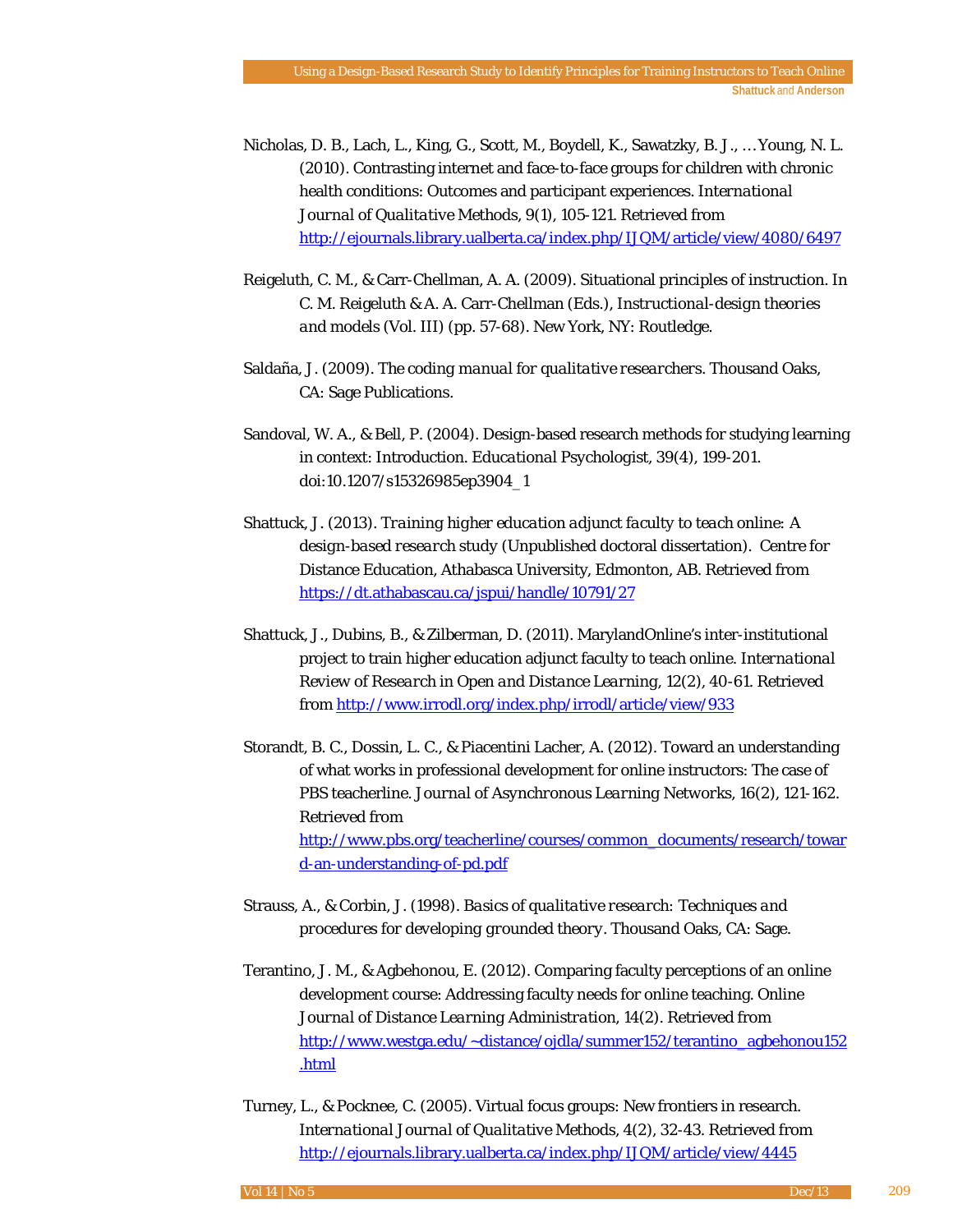Nicholas, D. B., Lach, L., King, G., Scott, M., Boydell, K., Sawatzky, B. J., … Young, N. L. (2010). Contrasting internet and face-to-face groups for children with chronic health conditions: Outcomes and participant experiences. *International Journal of Qualitative Methods, 9*(1), 105-121. Retrieved from http://ejournals.library.ualberta.ca/index.php/IJQM/article/view/4080/6497

Reigeluth, C. M., & Carr-Chellman, A. A. (2009). Situational principles of instruction. In C. M. Reigeluth & A. A. Carr-Chellman (Eds.), *Instructional-design theories and models* (Vol. III) (pp. 57-68). New York, NY: Routledge.

Saldaña, J. (2009). *The coding manual for qualitative researchers*. Thousand Oaks, CA: Sage Publications.

Sandoval, W. A., & Bell, P. (2004). Design-based research methods for studying learning in context: Introduction. *Educational Psychologist, 39*(4), 199-201. doi:10.1207/s15326985ep3904_1

Shattuck, J. (2013). *Training higher education adjunct faculty to teach online: A design-based research study* (Unpublished doctoral dissertation). Centre for Distance Education, Athabasca University, Edmonton, AB. Retrieved from https://dt.athabascau.ca/jspui/handle/10791/27

Shattuck, J., Dubins, B., & Zilberman, D. (2011). MarylandOnline's inter-institutional project to train higher education adjunct faculty to teach online. *International Review of Research in Open and Distance Learning, 12*(2), 40-61. Retrieved from http://www.irrodl.org/index.php/irrodl/article/view/933

Storandt, B. C., Dossin, L. C., & Piacentini Lacher, A. (2012). Toward an understanding of what works in professional development for online instructors: The case of PBS teacherline. *Journal of Asynchronous Learning Networks, 16*(2), 121-162. Retrieved from http://www.pbs.org/teacherline/courses/common_documents/research/toward-an-understanding-of-pd.pdf

Strauss, A., & Corbin, J. (1998). *Basics of qualitative research: Techniques and procedures for developing grounded theory*. Thousand Oaks, CA: Sage.

Terantino, J. M., & Agbehonou, E. (2012). Comparing faculty perceptions of an online development course: Addressing faculty needs for online teaching. *Online Journal of Distance Learning Administration, 14*(2). Retrieved from http://www.westga.edu/~distance/ojdla/summer152/terantino_agbehonou152.html

Turney, L., & Pocknee, C. (2005). Virtual focus groups: New frontiers in research. *International Journal of Qualitative Methods, 4*(2), 32-43. Retrieved from http://ejournals.library.ualberta.ca/index.php/IJQM/article/view/4445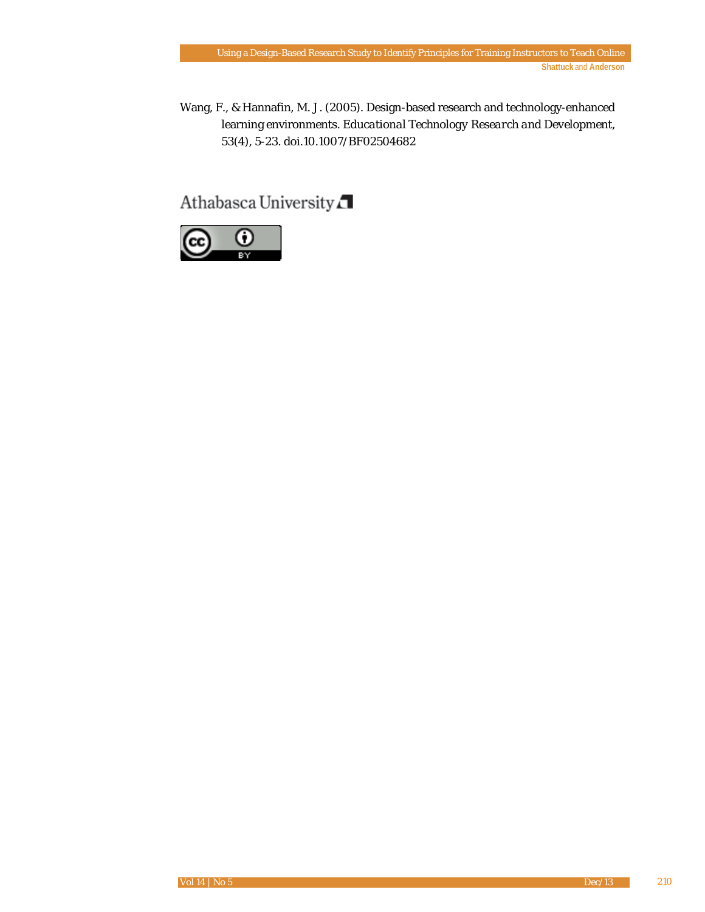Wang, F., & Hannafin, M. J. (2005). Design-based research and technology-enhanced learning environments. *Educational Technology Research and Development, 53*(4), 5-23. doi.10.1007/BF02504682

Athabasca University